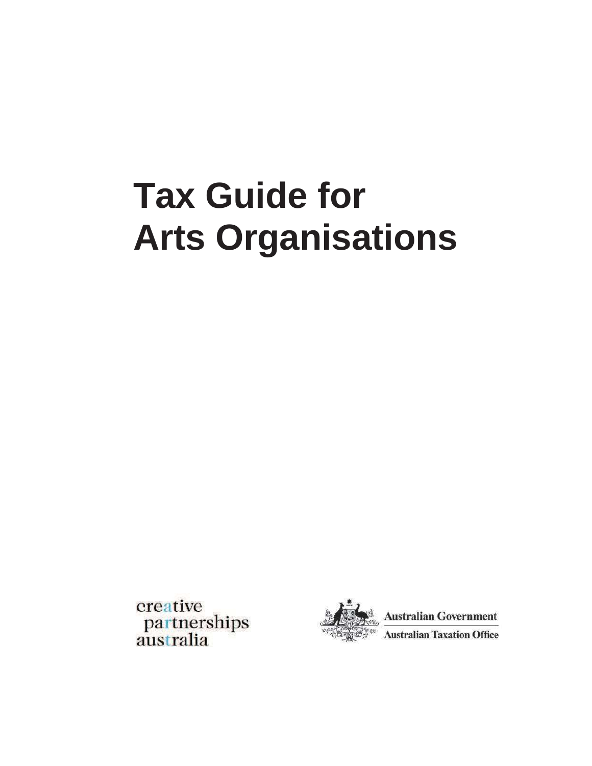# Tax Guide for Arts Organisations

creative partnerships australia

Australian Government

Australian Taxation Office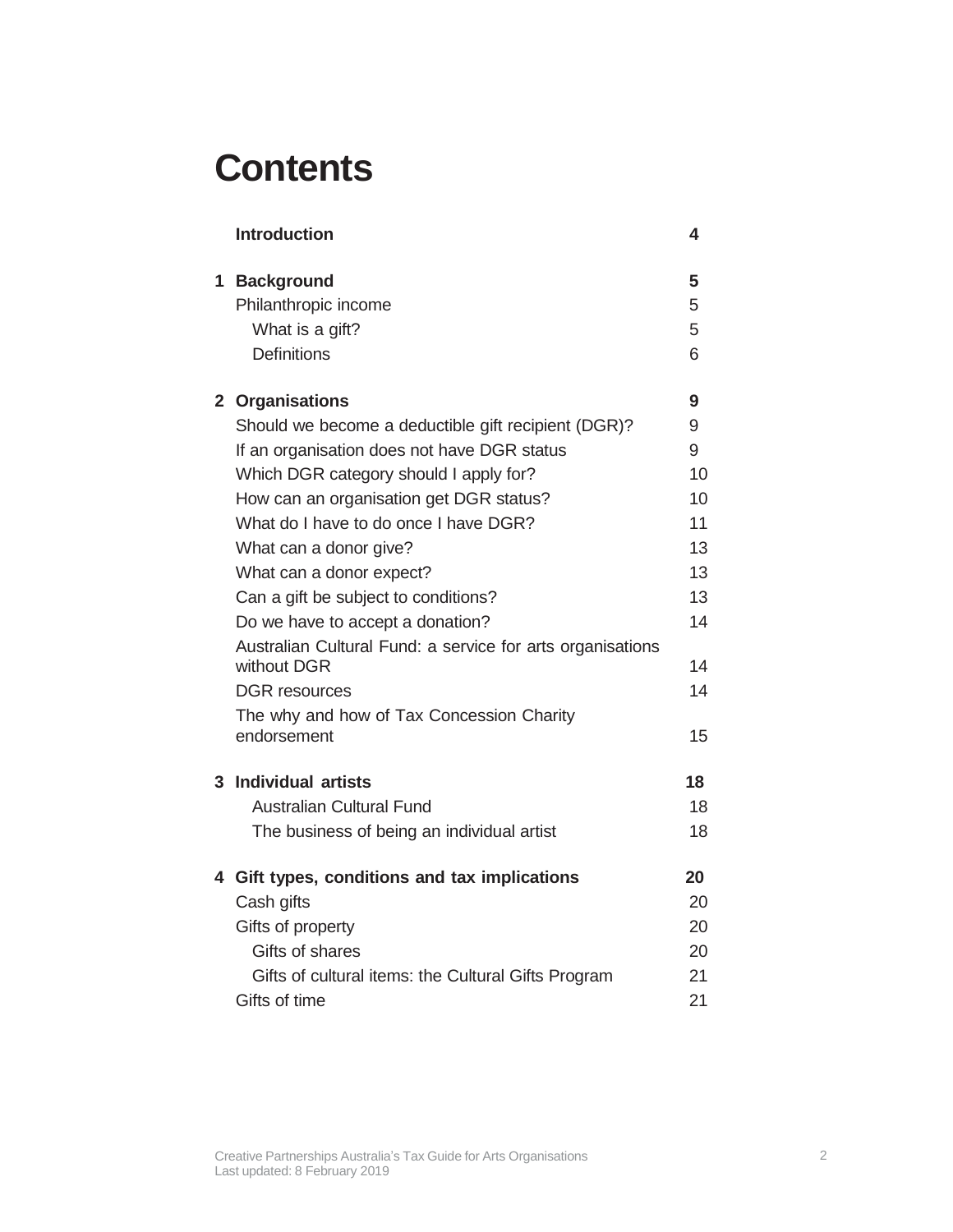# Contents

| | | |
|---|---|---|
| | **Introduction** | **4** |
| **1** | **Background** | **5** |
| | Philanthropic income | 5 |
| | What is a gift? | 5 |
| | Definitions | 6 |
| **2** | **Organisations** | **9** |
| | Should we become a deductible gift recipient (DGR)? | 9 |
| | If an organisation does not have DGR status | 9 |
| | Which DGR category should I apply for? | 10 |
| | How can an organisation get DGR status? | 10 |
| | What do I have to do once I have DGR? | 11 |
| | What can a donor give? | 13 |
| | What can a donor expect? | 13 |
| | Can a gift be subject to conditions? | 13 |
| | Do we have to accept a donation? | 14 |
| | Australian Cultural Fund: a service for arts organisations without DGR | 14 |
| | DGR resources | 14 |
| | The why and how of Tax Concession Charity endorsement | 15 |
| **3** | **Individual artists** | **18** |
| | Australian Cultural Fund | 18 |
| | The business of being an individual artist | 18 |
| **4** | **Gift types, conditions and tax implications** | **20** |
| | Cash gifts | 20 |
| | Gifts of property | 20 |
| | Gifts of shares | 20 |
| | Gifts of cultural items: the Cultural Gifts Program | 21 |
| | Gifts of time | 21 |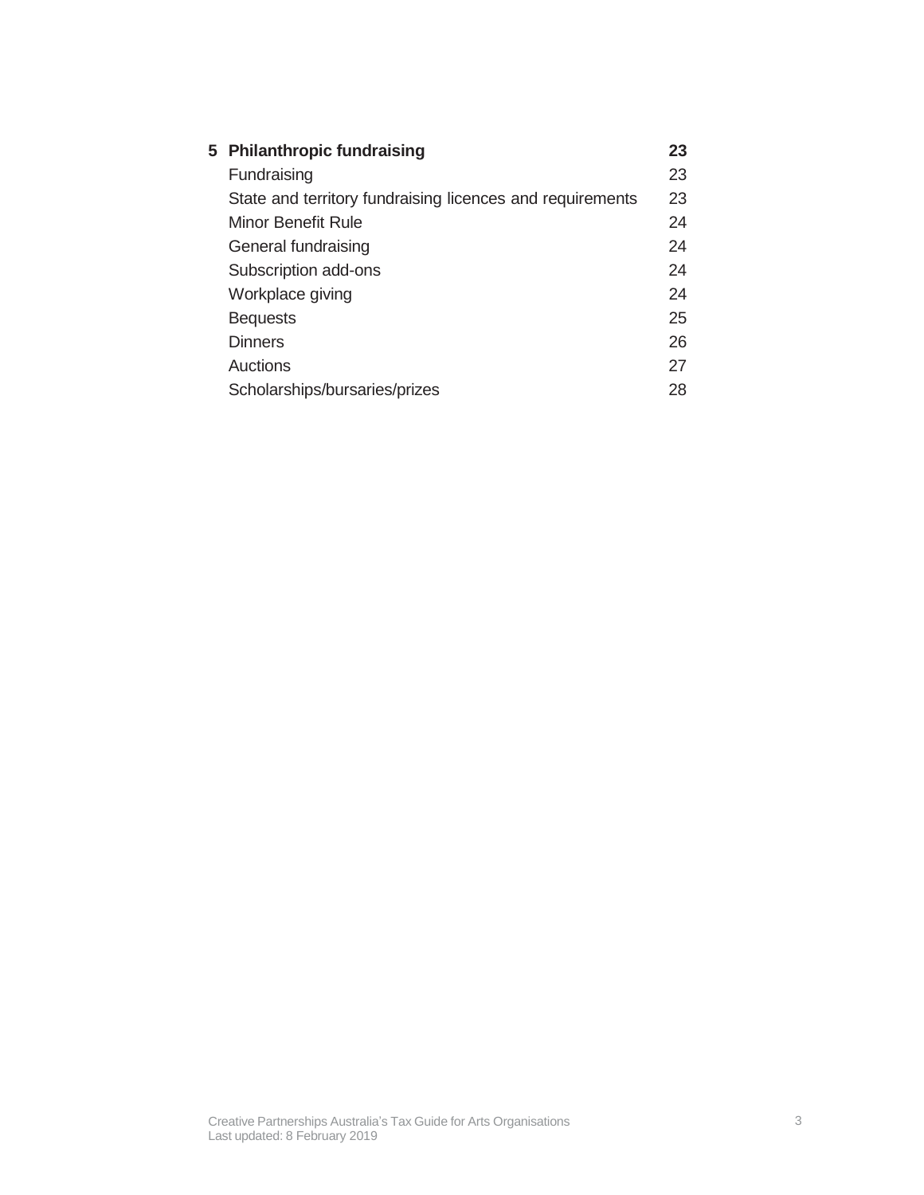| | | |
|---|---|---|
| **5** | **Philanthropic fundraising** | **23** |
| | Fundraising | 23 |
| | State and territory fundraising licences and requirements | 23 |
| | Minor Benefit Rule | 24 |
| | General fundraising | 24 |
| | Subscription add-ons | 24 |
| | Workplace giving | 24 |
| | Bequests | 25 |
| | Dinners | 26 |
| | Auctions | 27 |
| | Scholarships/bursaries/prizes | 28 |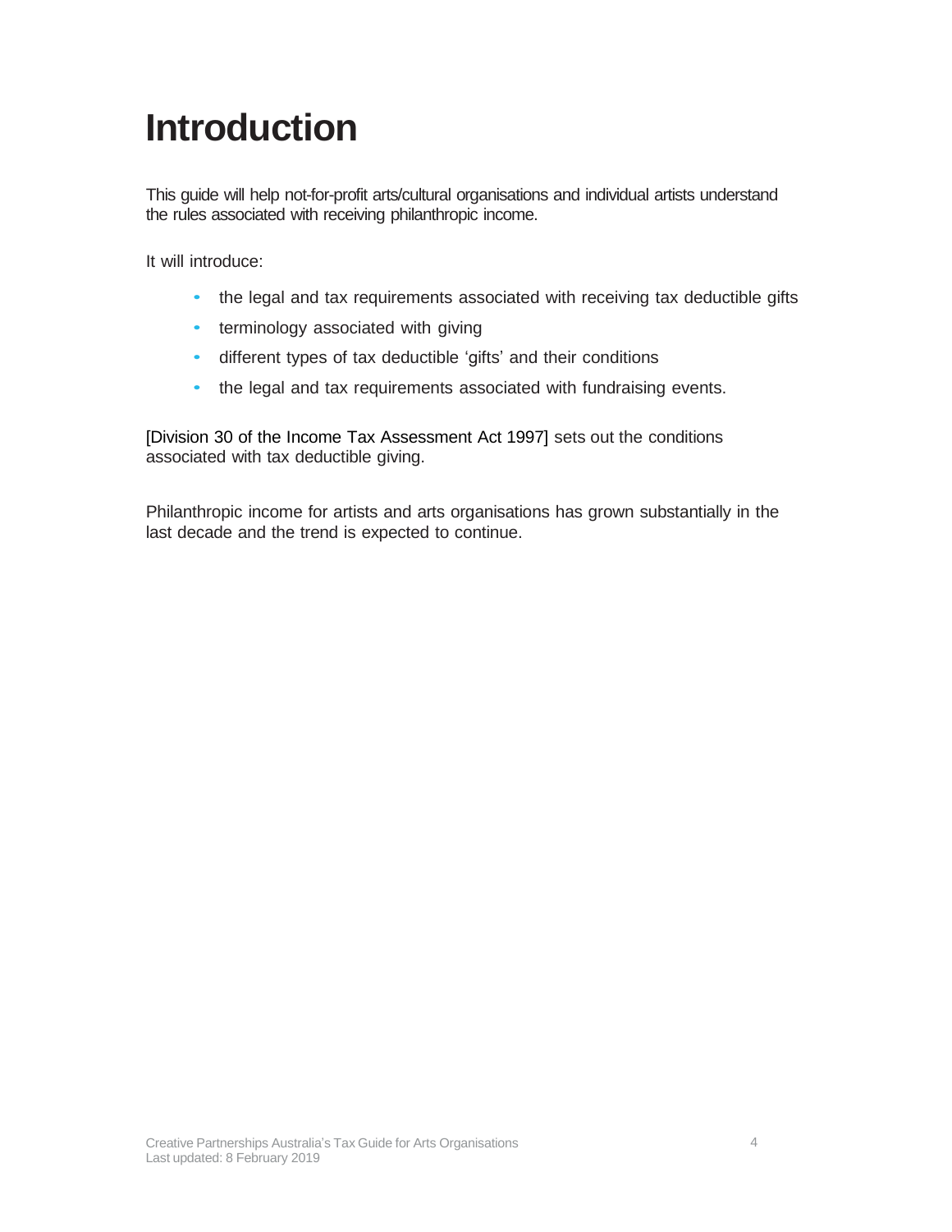# Introduction

This guide will help not-for-profit arts/cultural organisations and individual artists understand the rules associated with receiving philanthropic income.

It will introduce:

- the legal and tax requirements associated with receiving tax deductible gifts
- terminology associated with giving
- different types of tax deductible 'gifts' and their conditions
- the legal and tax requirements associated with fundraising events.

[Division 30 of the Income Tax Assessment Act 1997] sets out the conditions associated with tax deductible giving.

Philanthropic income for artists and arts organisations has grown substantially in the last decade and the trend is expected to continue.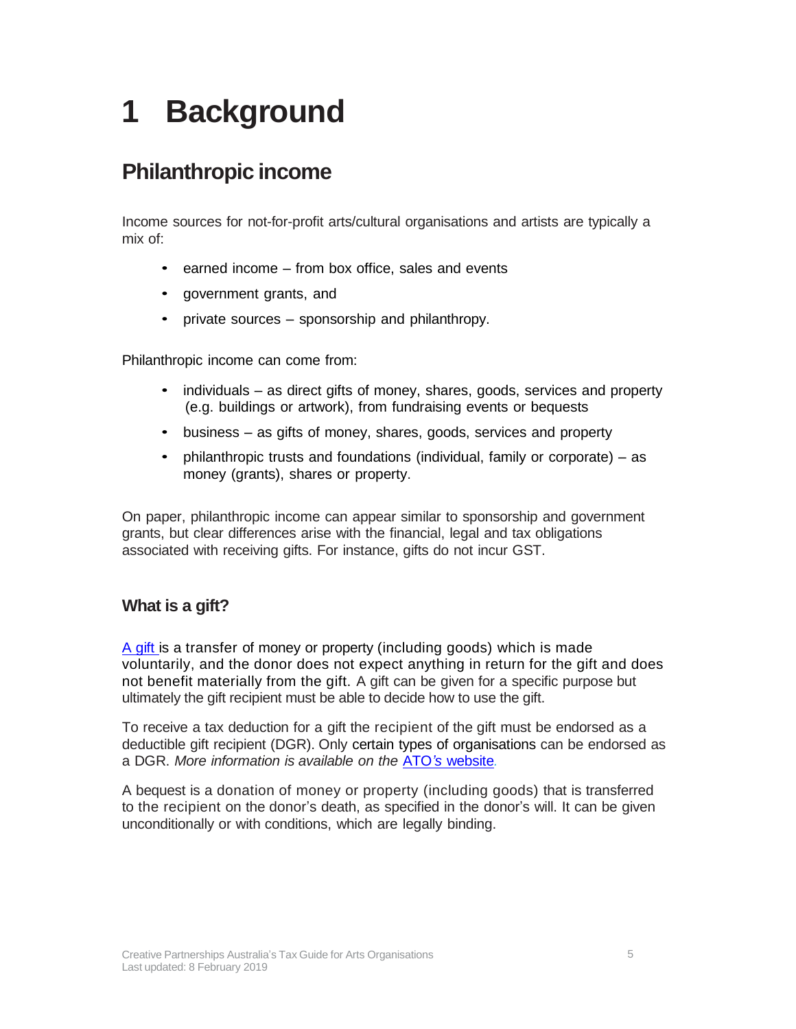# 1 Background

## Philanthropic income

Income sources for not-for-profit arts/cultural organisations and artists are typically a mix of:

- earned income – from box office, sales and events
- government grants, and
- private sources – sponsorship and philanthropy.

Philanthropic income can come from:

- individuals – as direct gifts of money, shares, goods, services and property (e.g. buildings or artwork), from fundraising events or bequests
- business – as gifts of money, shares, goods, services and property
- philanthropic trusts and foundations (individual, family or corporate) – as money (grants), shares or property.

On paper, philanthropic income can appear similar to sponsorship and government grants, but clear differences arise with the financial, legal and tax obligations associated with receiving gifts. For instance, gifts do not incur GST.

### What is a gift?

A gift is a transfer of money or property (including goods) which is made voluntarily, and the donor does not expect anything in return for the gift and does not benefit materially from the gift. A gift can be given for a specific purpose but ultimately the gift recipient must be able to decide how to use the gift.

To receive a tax deduction for a gift the recipient of the gift must be endorsed as a deductible gift recipient (DGR). Only certain types of organisations can be endorsed as a DGR. *More information is available on the* ATO's website.

A bequest is a donation of money or property (including goods) that is transferred to the recipient on the donor's death, as specified in the donor's will. It can be given unconditionally or with conditions, which are legally binding.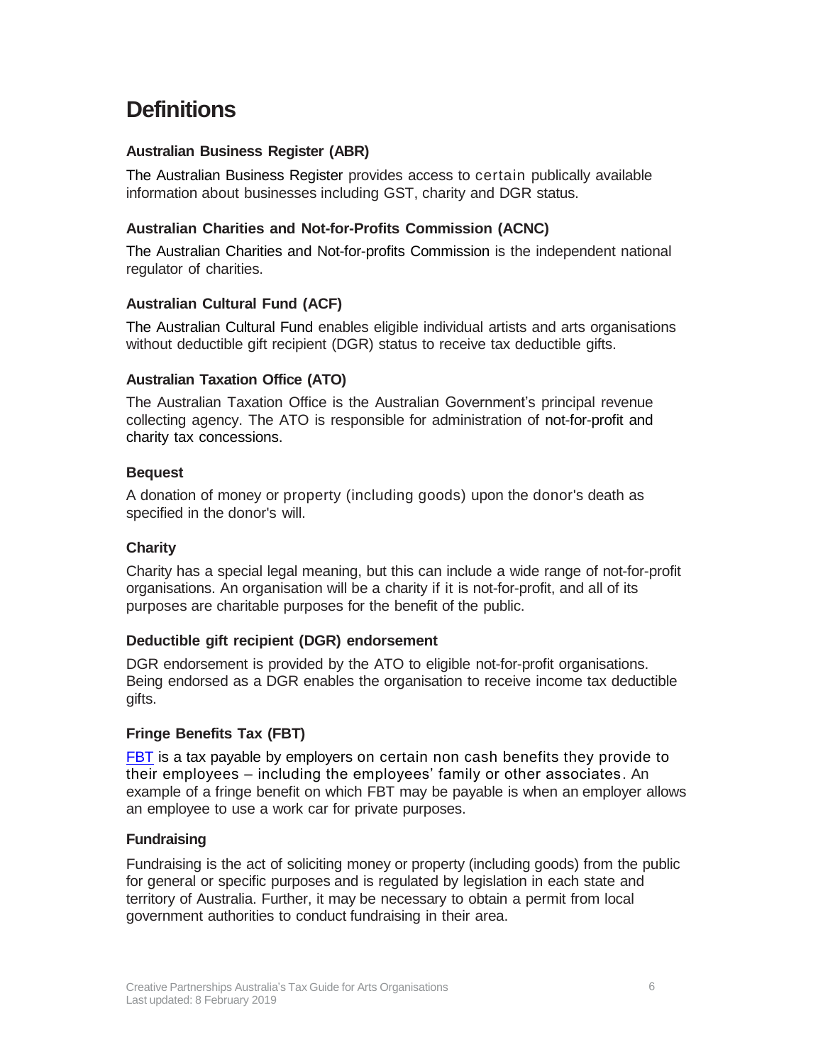# Definitions

### Australian Business Register (ABR)

The Australian Business Register provides access to certain publically available information about businesses including GST, charity and DGR status.

### Australian Charities and Not-for-Profits Commission (ACNC)

The Australian Charities and Not-for-profits Commission is the independent national regulator of charities.

### Australian Cultural Fund (ACF)

The Australian Cultural Fund enables eligible individual artists and arts organisations without deductible gift recipient (DGR) status to receive tax deductible gifts.

### Australian Taxation Office (ATO)

The Australian Taxation Office is the Australian Government's principal revenue collecting agency. The ATO is responsible for administration of not-for-profit and charity tax concessions.

### Bequest

A donation of money or property (including goods) upon the donor's death as specified in the donor's will.

### Charity

Charity has a special legal meaning, but this can include a wide range of not-for-profit organisations. An organisation will be a charity if it is not-for-profit, and all of its purposes are charitable purposes for the benefit of the public.

### Deductible gift recipient (DGR) endorsement

DGR endorsement is provided by the ATO to eligible not-for-profit organisations. Being endorsed as a DGR enables the organisation to receive income tax deductible gifts.

### Fringe Benefits Tax (FBT)

FBT is a tax payable by employers on certain non cash benefits they provide to their employees – including the employees' family or other associates. An example of a fringe benefit on which FBT may be payable is when an employer allows an employee to use a work car for private purposes.

### Fundraising

Fundraising is the act of soliciting money or property (including goods) from the public for general or specific purposes and is regulated by legislation in each state and territory of Australia. Further, it may be necessary to obtain a permit from local government authorities to conduct fundraising in their area.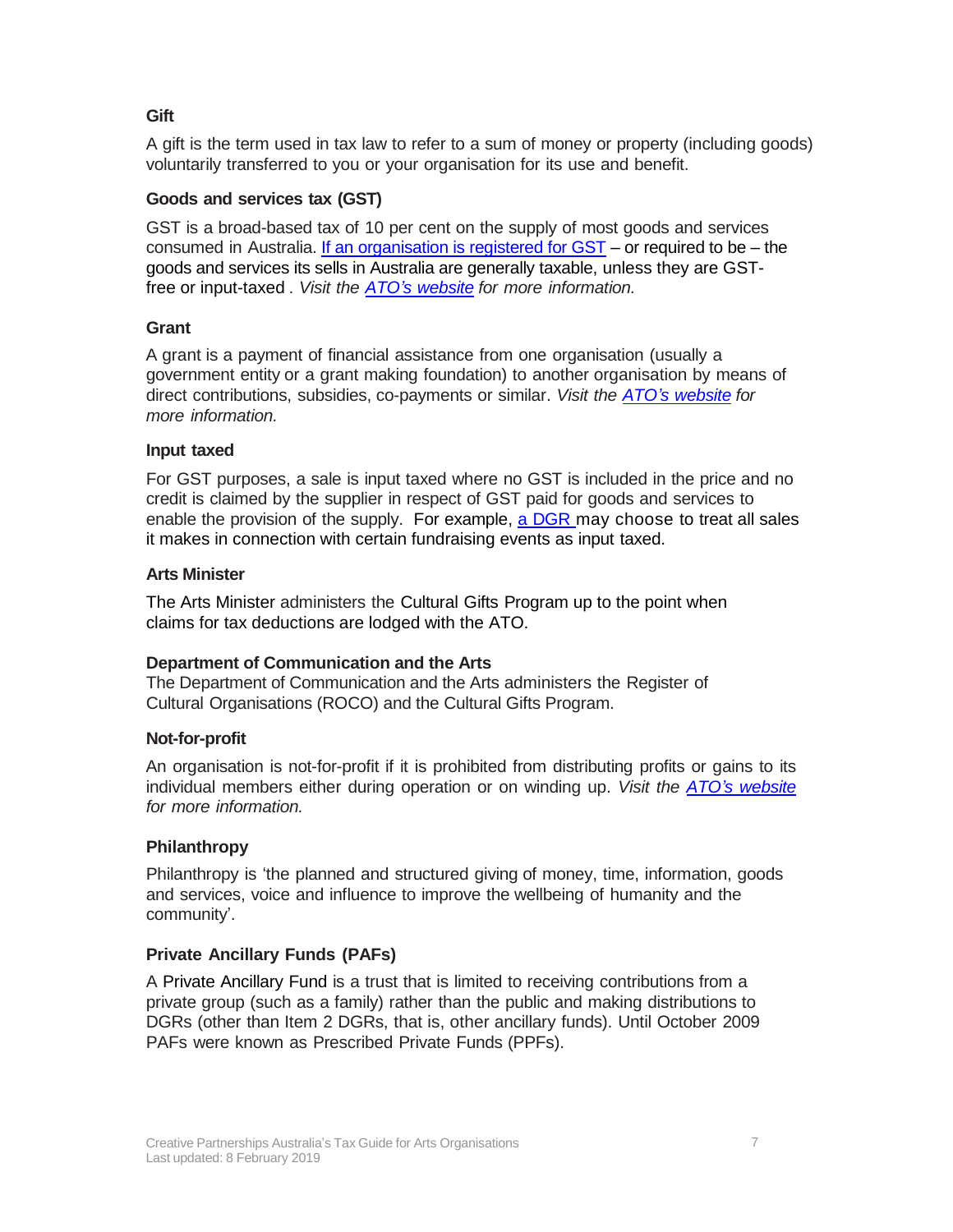### Gift

A gift is the term used in tax law to refer to a sum of money or property (including goods) voluntarily transferred to you or your organisation for its use and benefit.

### Goods and services tax (GST)

GST is a broad-based tax of 10 per cent on the supply of most goods and services consumed in Australia. [If an organisation is registered for GST]() – or required to be – the goods and services its sells in Australia are generally taxable, unless they are GST-free or input-taxed . *Visit the [ATO's website]() for more information.*

### Grant

A grant is a payment of financial assistance from one organisation (usually a government entity or a grant making foundation) to another organisation by means of direct contributions, subsidies, co-payments or similar. *Visit the [ATO's website]() for more information.*

### Input taxed

For GST purposes, a sale is input taxed where no GST is included in the price and no credit is claimed by the supplier in respect of GST paid for goods and services to enable the provision of the supply. For example, [a DGR]() may choose to treat all sales it makes in connection with certain fundraising events as input taxed.

### Arts Minister

The Arts Minister administers the Cultural Gifts Program up to the point when claims for tax deductions are lodged with the ATO.

### Department of Communication and the Arts

The Department of Communication and the Arts administers the Register of Cultural Organisations (ROCO) and the Cultural Gifts Program.

### Not-for-profit

An organisation is not-for-profit if it is prohibited from distributing profits or gains to its individual members either during operation or on winding up. *Visit the [ATO's website]() for more information.*

### Philanthropy

Philanthropy is 'the planned and structured giving of money, time, information, goods and services, voice and influence to improve the wellbeing of humanity and the community'.

### Private Ancillary Funds (PAFs)

A Private Ancillary Fund is a trust that is limited to receiving contributions from a private group (such as a family) rather than the public and making distributions to DGRs (other than Item 2 DGRs, that is, other ancillary funds). Until October 2009 PAFs were known as Prescribed Private Funds (PPFs).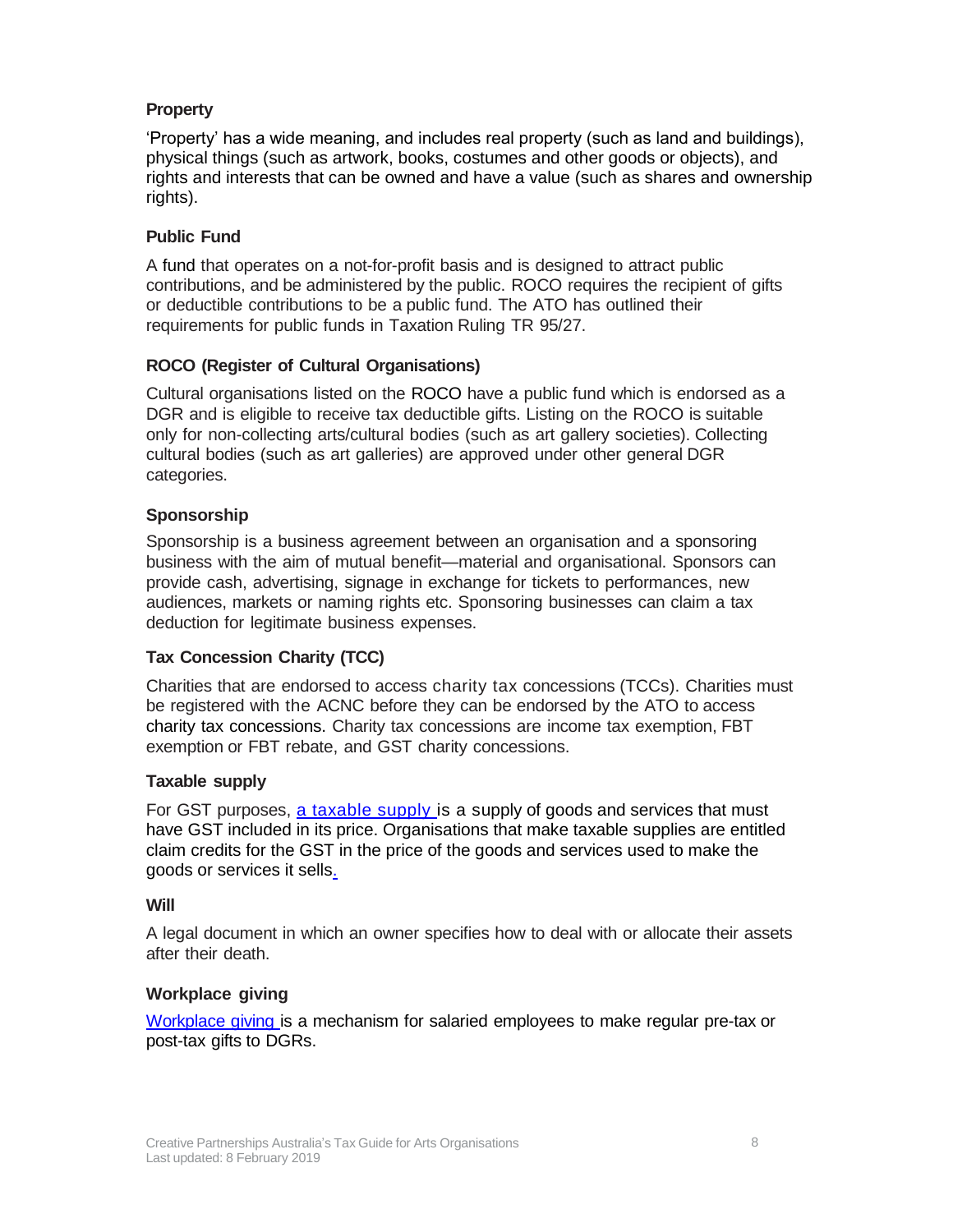### Property

'Property' has a wide meaning, and includes real property (such as land and buildings), physical things (such as artwork, books, costumes and other goods or objects), and rights and interests that can be owned and have a value (such as shares and ownership rights).

### Public Fund

A fund that operates on a not-for-profit basis and is designed to attract public contributions, and be administered by the public. ROCO requires the recipient of gifts or deductible contributions to be a public fund. The ATO has outlined their requirements for public funds in Taxation Ruling TR 95/27.

### ROCO (Register of Cultural Organisations)

Cultural organisations listed on the ROCO have a public fund which is endorsed as a DGR and is eligible to receive tax deductible gifts. Listing on the ROCO is suitable only for non-collecting arts/cultural bodies (such as art gallery societies). Collecting cultural bodies (such as art galleries) are approved under other general DGR categories.

### Sponsorship

Sponsorship is a business agreement between an organisation and a sponsoring business with the aim of mutual benefit—material and organisational. Sponsors can provide cash, advertising, signage in exchange for tickets to performances, new audiences, markets or naming rights etc. Sponsoring businesses can claim a tax deduction for legitimate business expenses.

### Tax Concession Charity (TCC)

Charities that are endorsed to access charity tax concessions (TCCs). Charities must be registered with the ACNC before they can be endorsed by the ATO to access charity tax concessions. Charity tax concessions are income tax exemption, FBT exemption or FBT rebate, and GST charity concessions.

### Taxable supply

For GST purposes, a taxable supply is a supply of goods and services that must have GST included in its price. Organisations that make taxable supplies are entitled claim credits for the GST in the price of the goods and services used to make the goods or services it sells.

### Will

A legal document in which an owner specifies how to deal with or allocate their assets after their death.

### Workplace giving

Workplace giving is a mechanism for salaried employees to make regular pre-tax or post-tax gifts to DGRs.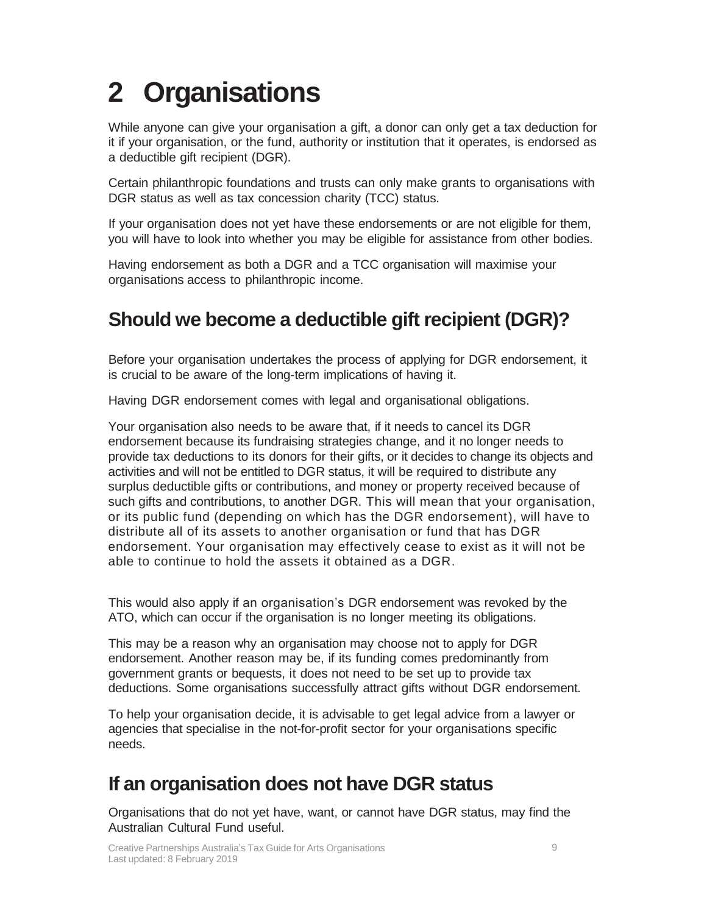# 2 Organisations

While anyone can give your organisation a gift, a donor can only get a tax deduction for it if your organisation, or the fund, authority or institution that it operates, is endorsed as a deductible gift recipient (DGR).

Certain philanthropic foundations and trusts can only make grants to organisations with DGR status as well as tax concession charity (TCC) status.

If your organisation does not yet have these endorsements or are not eligible for them, you will have to look into whether you may be eligible for assistance from other bodies.

Having endorsement as both a DGR and a TCC organisation will maximise your organisations access to philanthropic income.

## Should we become a deductible gift recipient (DGR)?

Before your organisation undertakes the process of applying for DGR endorsement, it is crucial to be aware of the long-term implications of having it.

Having DGR endorsement comes with legal and organisational obligations.

Your organisation also needs to be aware that, if it needs to cancel its DGR endorsement because its fundraising strategies change, and it no longer needs to provide tax deductions to its donors for their gifts, or it decides to change its objects and activities and will not be entitled to DGR status, it will be required to distribute any surplus deductible gifts or contributions, and money or property received because of such gifts and contributions, to another DGR. This will mean that your organisation, or its public fund (depending on which has the DGR endorsement), will have to distribute all of its assets to another organisation or fund that has DGR endorsement. Your organisation may effectively cease to exist as it will not be able to continue to hold the assets it obtained as a DGR.

This would also apply if an organisation's DGR endorsement was revoked by the ATO, which can occur if the organisation is no longer meeting its obligations.

This may be a reason why an organisation may choose not to apply for DGR endorsement. Another reason may be, if its funding comes predominantly from government grants or bequests, it does not need to be set up to provide tax deductions. Some organisations successfully attract gifts without DGR endorsement.

To help your organisation decide, it is advisable to get legal advice from a lawyer or agencies that specialise in the not-for-profit sector for your organisations specific needs.

## If an organisation does not have DGR status

Organisations that do not yet have, want, or cannot have DGR status, may find the Australian Cultural Fund useful.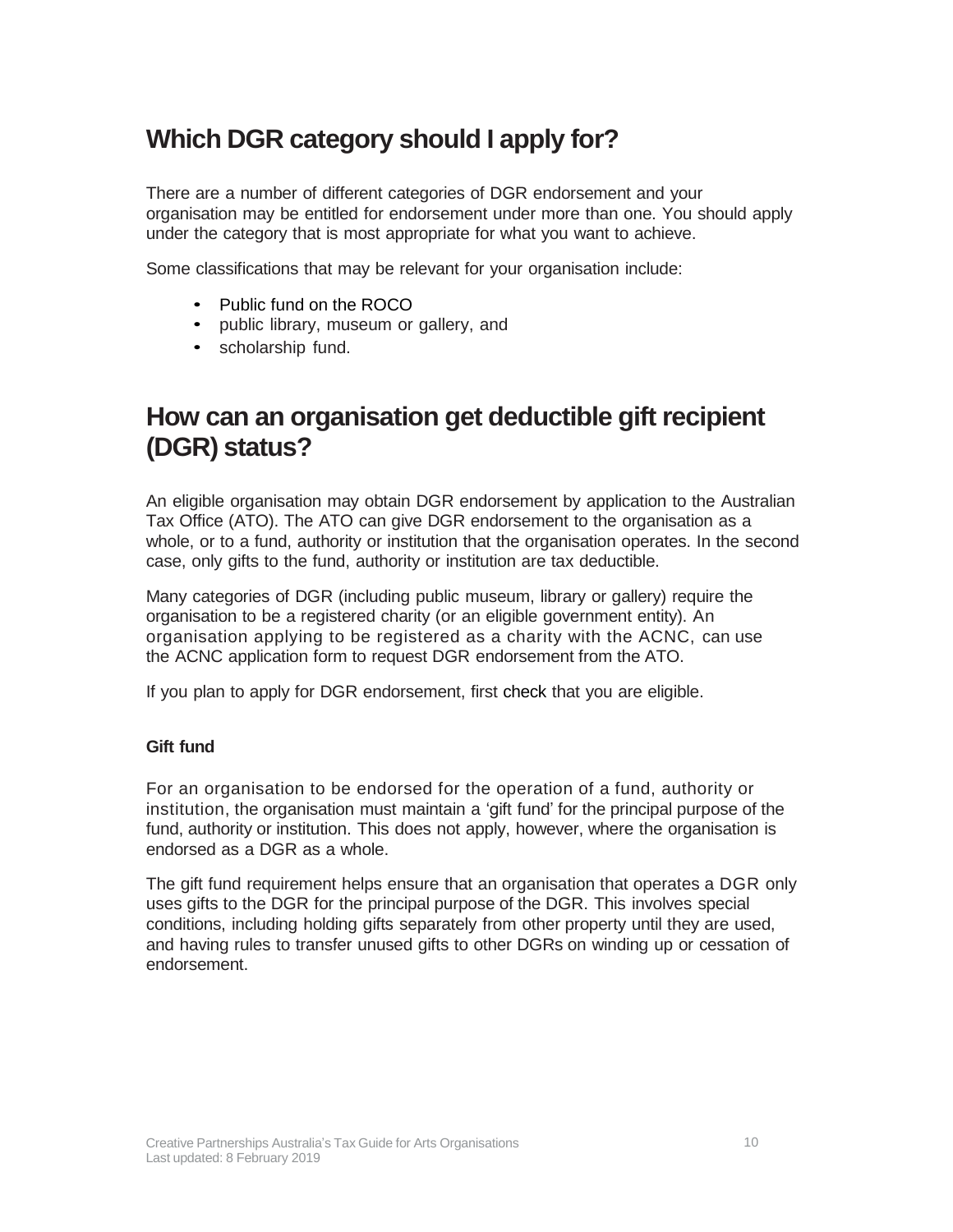## Which DGR category should I apply for?

There are a number of different categories of DGR endorsement and your organisation may be entitled for endorsement under more than one. You should apply under the category that is most appropriate for what you want to achieve.

Some classifications that may be relevant for your organisation include:

- Public fund on the ROCO
- public library, museum or gallery, and
- scholarship fund.

## How can an organisation get deductible gift recipient (DGR) status?

An eligible organisation may obtain DGR endorsement by application to the Australian Tax Office (ATO). The ATO can give DGR endorsement to the organisation as a whole, or to a fund, authority or institution that the organisation operates. In the second case, only gifts to the fund, authority or institution are tax deductible.

Many categories of DGR (including public museum, library or gallery) require the organisation to be a registered charity (or an eligible government entity). An organisation applying to be registered as a charity with the ACNC, can use the ACNC application form to request DGR endorsement from the ATO.

If you plan to apply for DGR endorsement, first check that you are eligible.

#### Gift fund

For an organisation to be endorsed for the operation of a fund, authority or institution, the organisation must maintain a 'gift fund' for the principal purpose of the fund, authority or institution. This does not apply, however, where the organisation is endorsed as a DGR as a whole.

The gift fund requirement helps ensure that an organisation that operates a DGR only uses gifts to the DGR for the principal purpose of the DGR. This involves special conditions, including holding gifts separately from other property until they are used, and having rules to transfer unused gifts to other DGRs on winding up or cessation of endorsement.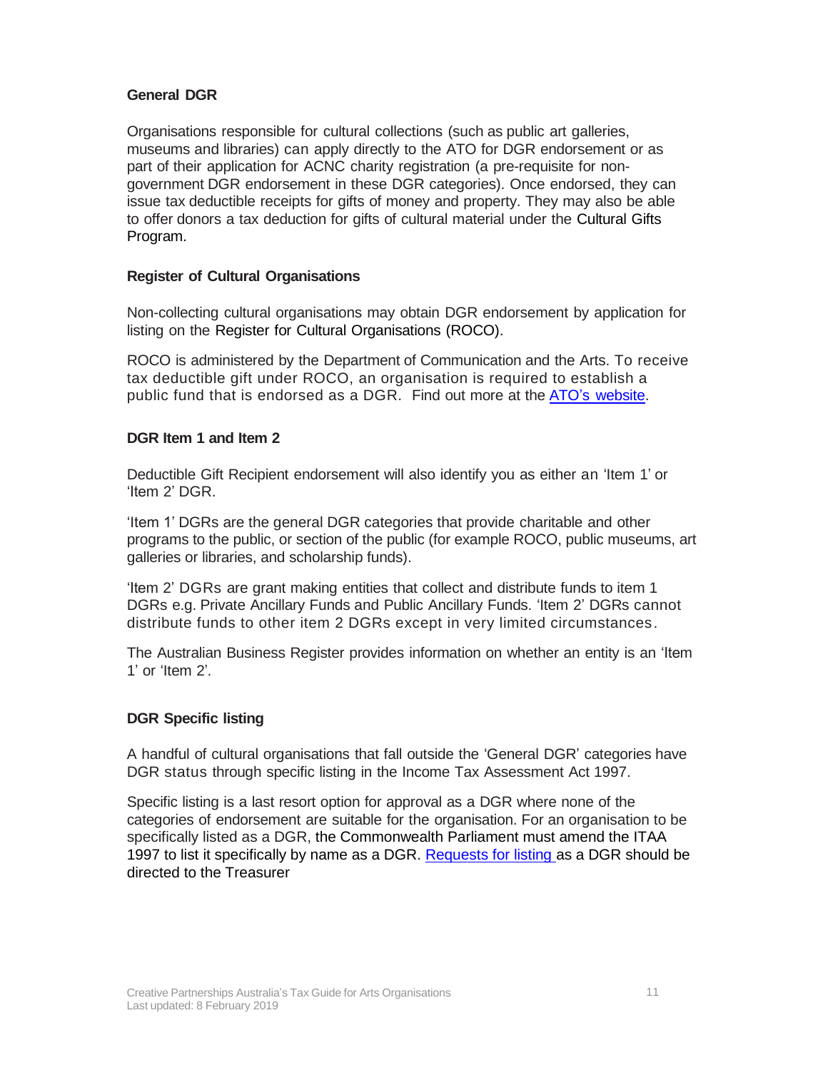### General DGR

Organisations responsible for cultural collections (such as public art galleries, museums and libraries) can apply directly to the ATO for DGR endorsement or as part of their application for ACNC charity registration (a pre-requisite for non-government DGR endorsement in these DGR categories). Once endorsed, they can issue tax deductible receipts for gifts of money and property. They may also be able to offer donors a tax deduction for gifts of cultural material under the Cultural Gifts Program.

### Register of Cultural Organisations

Non-collecting cultural organisations may obtain DGR endorsement by application for listing on the Register for Cultural Organisations (ROCO).

ROCO is administered by the Department of Communication and the Arts. To receive tax deductible gift under ROCO, an organisation is required to establish a public fund that is endorsed as a DGR. Find out more at the [ATO's website](ATO's website).

### DGR Item 1 and Item 2

Deductible Gift Recipient endorsement will also identify you as either an 'Item 1' or 'Item 2' DGR.

'Item 1' DGRs are the general DGR categories that provide charitable and other programs to the public, or section of the public (for example ROCO, public museums, art galleries or libraries, and scholarship funds).

'Item 2' DGRs are grant making entities that collect and distribute funds to item 1 DGRs e.g. Private Ancillary Funds and Public Ancillary Funds. 'Item 2' DGRs cannot distribute funds to other item 2 DGRs except in very limited circumstances.

The Australian Business Register provides information on whether an entity is an 'Item 1' or 'Item 2'.

### DGR Specific listing

A handful of cultural organisations that fall outside the 'General DGR' categories have DGR status through specific listing in the Income Tax Assessment Act 1997.

Specific listing is a last resort option for approval as a DGR where none of the categories of endorsement are suitable for the organisation. For an organisation to be specifically listed as a DGR, the Commonwealth Parliament must amend the ITAA 1997 to list it specifically by name as a DGR. [Requests for listing](Requests for listing) as a DGR should be directed to the Treasurer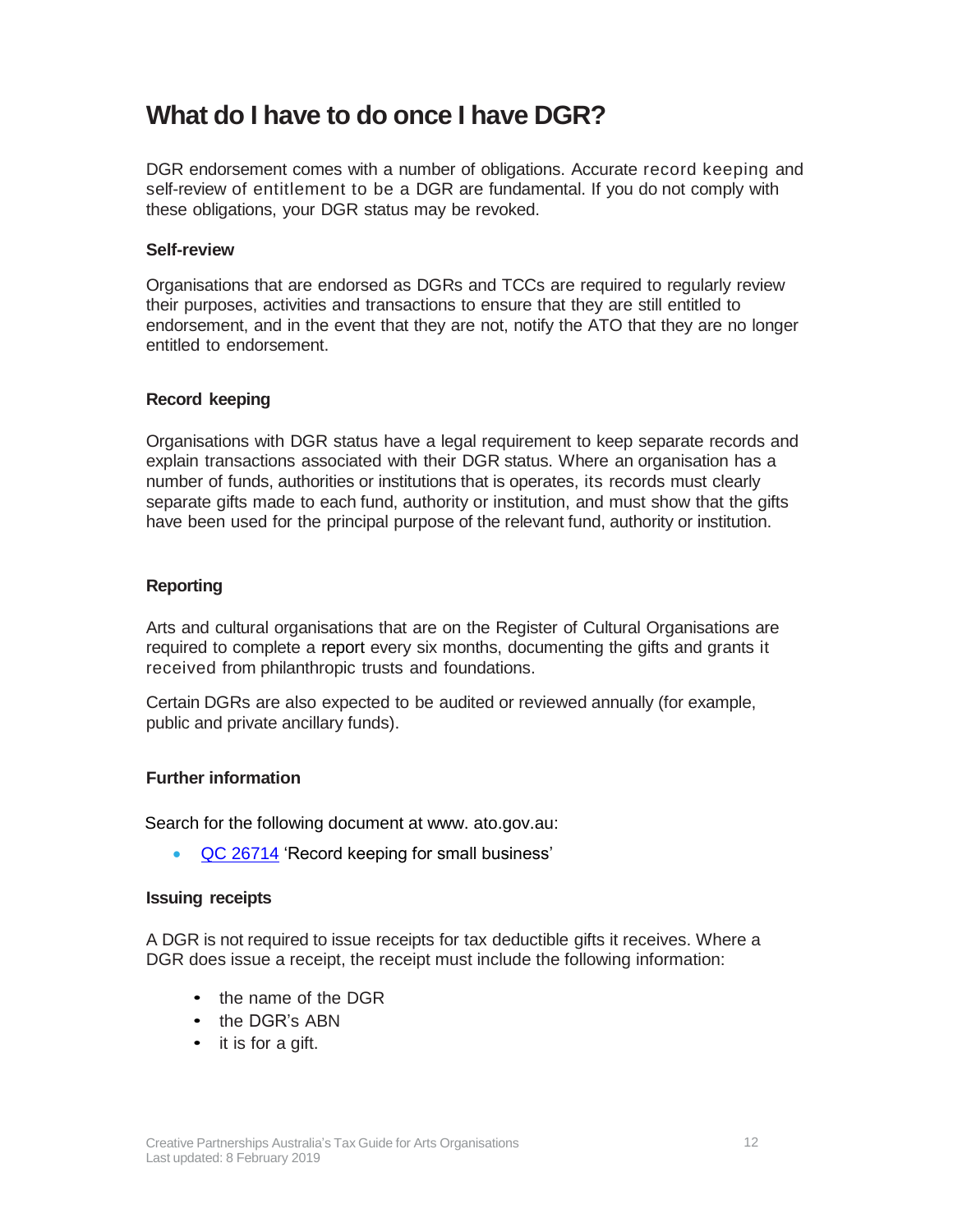# What do I have to do once I have DGR?

DGR endorsement comes with a number of obligations. Accurate record keeping and self-review of entitlement to be a DGR are fundamental. If you do not comply with these obligations, your DGR status may be revoked.

### Self-review

Organisations that are endorsed as DGRs and TCCs are required to regularly review their purposes, activities and transactions to ensure that they are still entitled to endorsement, and in the event that they are not, notify the ATO that they are no longer entitled to endorsement.

### Record keeping

Organisations with DGR status have a legal requirement to keep separate records and explain transactions associated with their DGR status. Where an organisation has a number of funds, authorities or institutions that is operates, its records must clearly separate gifts made to each fund, authority or institution, and must show that the gifts have been used for the principal purpose of the relevant fund, authority or institution.

### Reporting

Arts and cultural organisations that are on the Register of Cultural Organisations are required to complete a report every six months, documenting the gifts and grants it received from philanthropic trusts and foundations.

Certain DGRs are also expected to be audited or reviewed annually (for example, public and private ancillary funds).

### Further information

Search for the following document at www. ato.gov.au:

- QC 26714 'Record keeping for small business'

### Issuing receipts

A DGR is not required to issue receipts for tax deductible gifts it receives. Where a DGR does issue a receipt, the receipt must include the following information:

- the name of the DGR
- the DGR's ABN
- it is for a gift.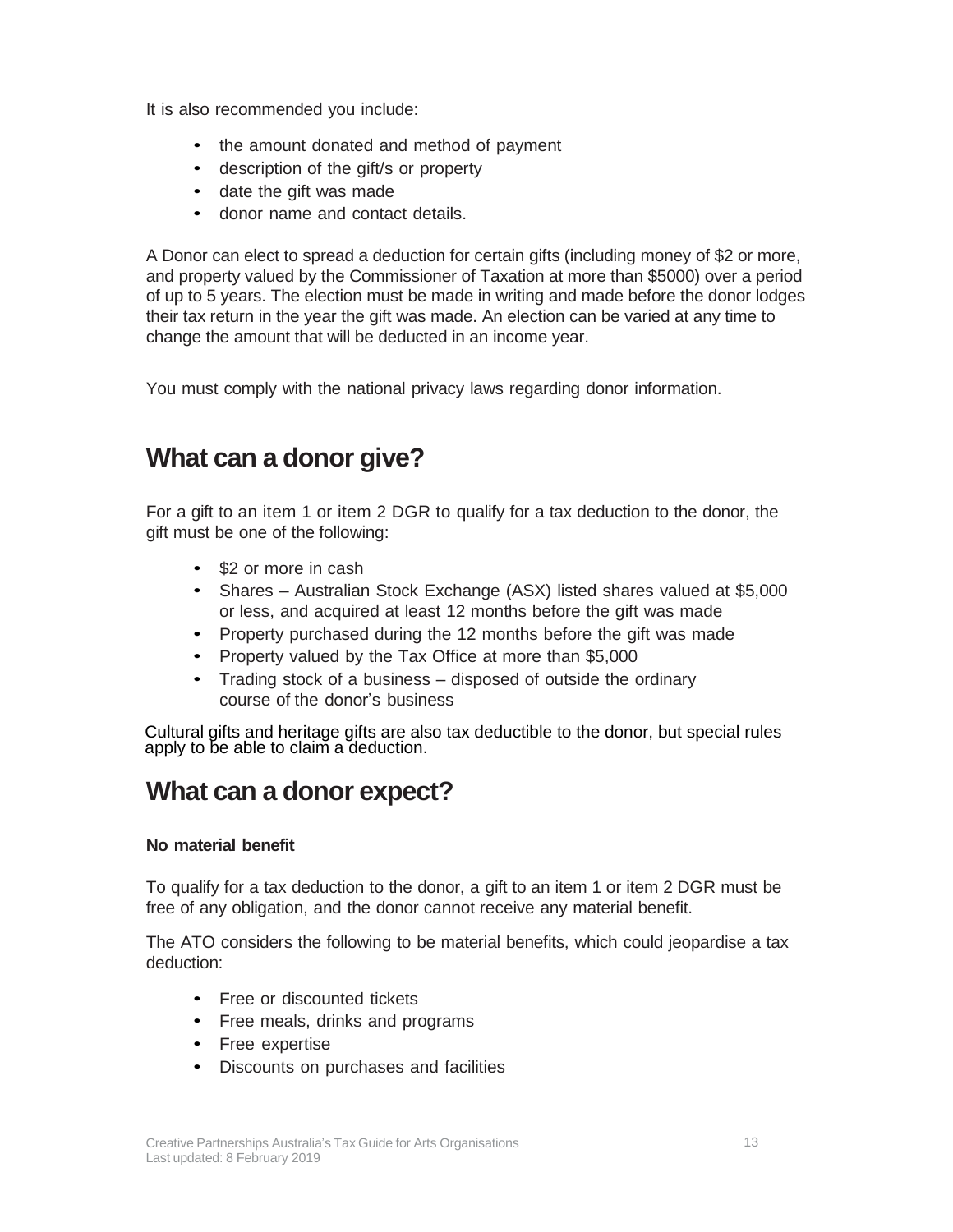It is also recommended you include:

- the amount donated and method of payment
- description of the gift/s or property
- date the gift was made
- donor name and contact details.

A Donor can elect to spread a deduction for certain gifts (including money of $2 or more, and property valued by the Commissioner of Taxation at more than $5000) over a period of up to 5 years. The election must be made in writing and made before the donor lodges their tax return in the year the gift was made. An election can be varied at any time to change the amount that will be deducted in an income year.

You must comply with the national privacy laws regarding donor information.

## What can a donor give?

For a gift to an item 1 or item 2 DGR to qualify for a tax deduction to the donor, the gift must be one of the following:

- $2 or more in cash
- Shares – Australian Stock Exchange (ASX) listed shares valued at $5,000 or less, and acquired at least 12 months before the gift was made
- Property purchased during the 12 months before the gift was made
- Property valued by the Tax Office at more than $5,000
- Trading stock of a business – disposed of outside the ordinary course of the donor's business

Cultural gifts and heritage gifts are also tax deductible to the donor, but special rules apply to be able to claim a deduction.

## What can a donor expect?

#### No material benefit

To qualify for a tax deduction to the donor, a gift to an item 1 or item 2 DGR must be free of any obligation, and the donor cannot receive any material benefit.

The ATO considers the following to be material benefits, which could jeopardise a tax deduction:

- Free or discounted tickets
- Free meals, drinks and programs
- Free expertise
- Discounts on purchases and facilities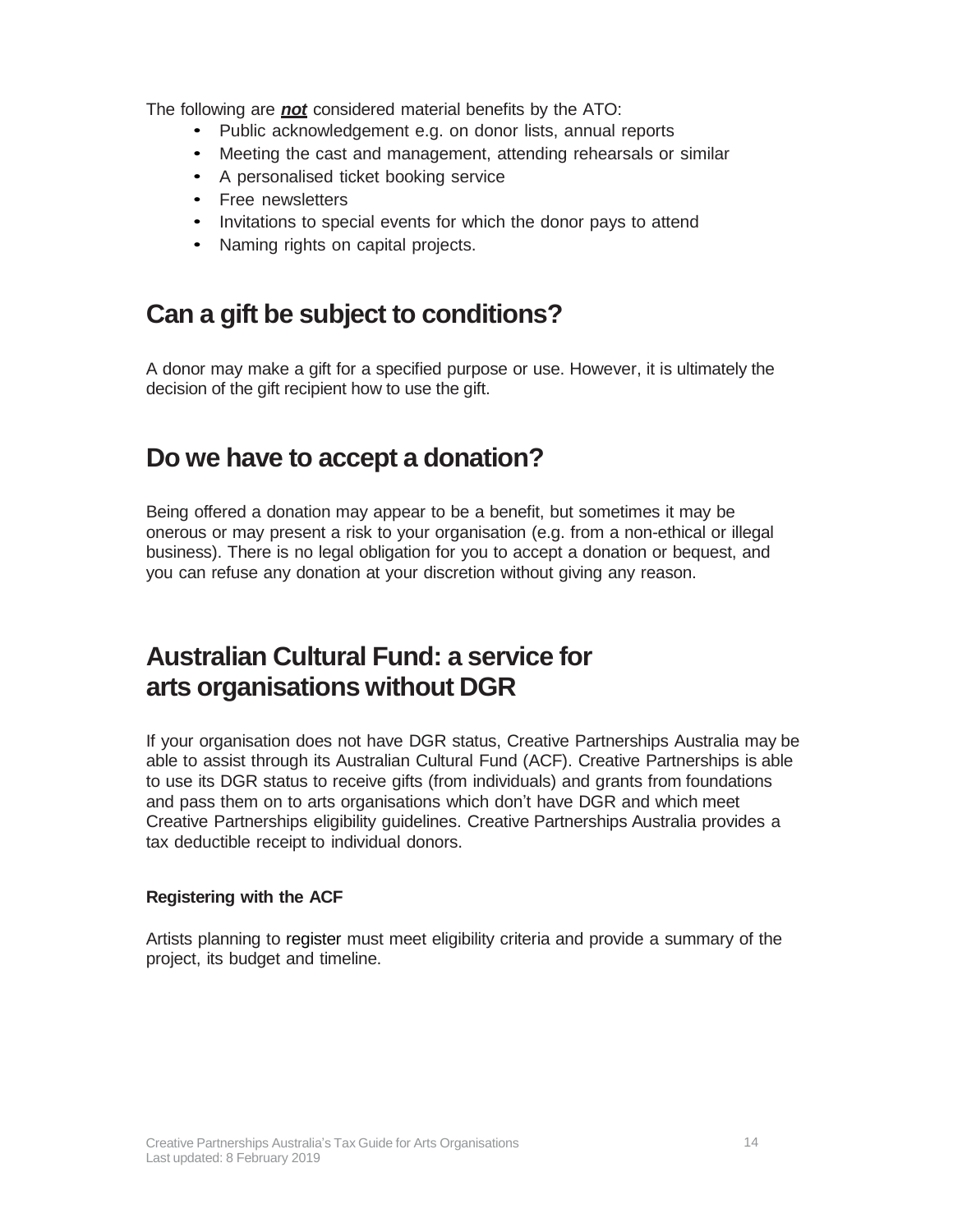The following are ***not*** considered material benefits by the ATO:

- Public acknowledgement e.g. on donor lists, annual reports
- Meeting the cast and management, attending rehearsals or similar
- A personalised ticket booking service
- Free newsletters
- Invitations to special events for which the donor pays to attend
- Naming rights on capital projects.

## Can a gift be subject to conditions?

A donor may make a gift for a specified purpose or use. However, it is ultimately the decision of the gift recipient how to use the gift.

## Do we have to accept a donation?

Being offered a donation may appear to be a benefit, but sometimes it may be onerous or may present a risk to your organisation (e.g. from a non-ethical or illegal business). There is no legal obligation for you to accept a donation or bequest, and you can refuse any donation at your discretion without giving any reason.

## Australian Cultural Fund: a service for arts organisations without DGR

If your organisation does not have DGR status, Creative Partnerships Australia may be able to assist through its Australian Cultural Fund (ACF). Creative Partnerships is able to use its DGR status to receive gifts (from individuals) and grants from foundations and pass them on to arts organisations which don't have DGR and which meet Creative Partnerships eligibility guidelines. Creative Partnerships Australia provides a tax deductible receipt to individual donors.

### Registering with the ACF

Artists planning to register must meet eligibility criteria and provide a summary of the project, its budget and timeline.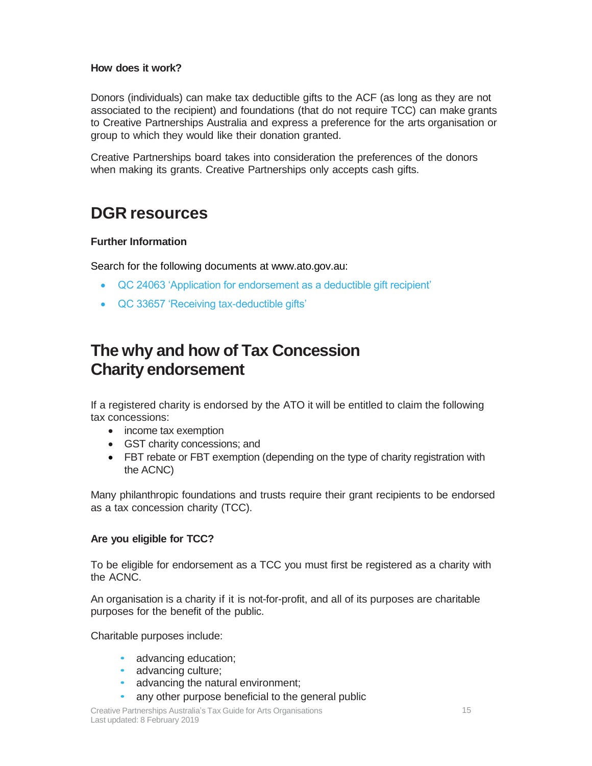### How does it work?

Donors (individuals) can make tax deductible gifts to the ACF (as long as they are not associated to the recipient) and foundations (that do not require TCC) can make grants to Creative Partnerships Australia and express a preference for the arts organisation or group to which they would like their donation granted.

Creative Partnerships board takes into consideration the preferences of the donors when making its grants. Creative Partnerships only accepts cash gifts.

## DGR resources

### Further Information

Search for the following documents at www.ato.gov.au:

- QC 24063 'Application for endorsement as a deductible gift recipient'
- QC 33657 'Receiving tax-deductible gifts'

## The why and how of Tax Concession Charity endorsement

If a registered charity is endorsed by the ATO it will be entitled to claim the following tax concessions:

- income tax exemption
- GST charity concessions; and
- FBT rebate or FBT exemption (depending on the type of charity registration with the ACNC)

Many philanthropic foundations and trusts require their grant recipients to be endorsed as a tax concession charity (TCC).

### Are you eligible for TCC?

To be eligible for endorsement as a TCC you must first be registered as a charity with the ACNC.

An organisation is a charity if it is not-for-profit, and all of its purposes are charitable purposes for the benefit of the public.

Charitable purposes include:

- advancing education;
- advancing culture;
- advancing the natural environment;
- any other purpose beneficial to the general public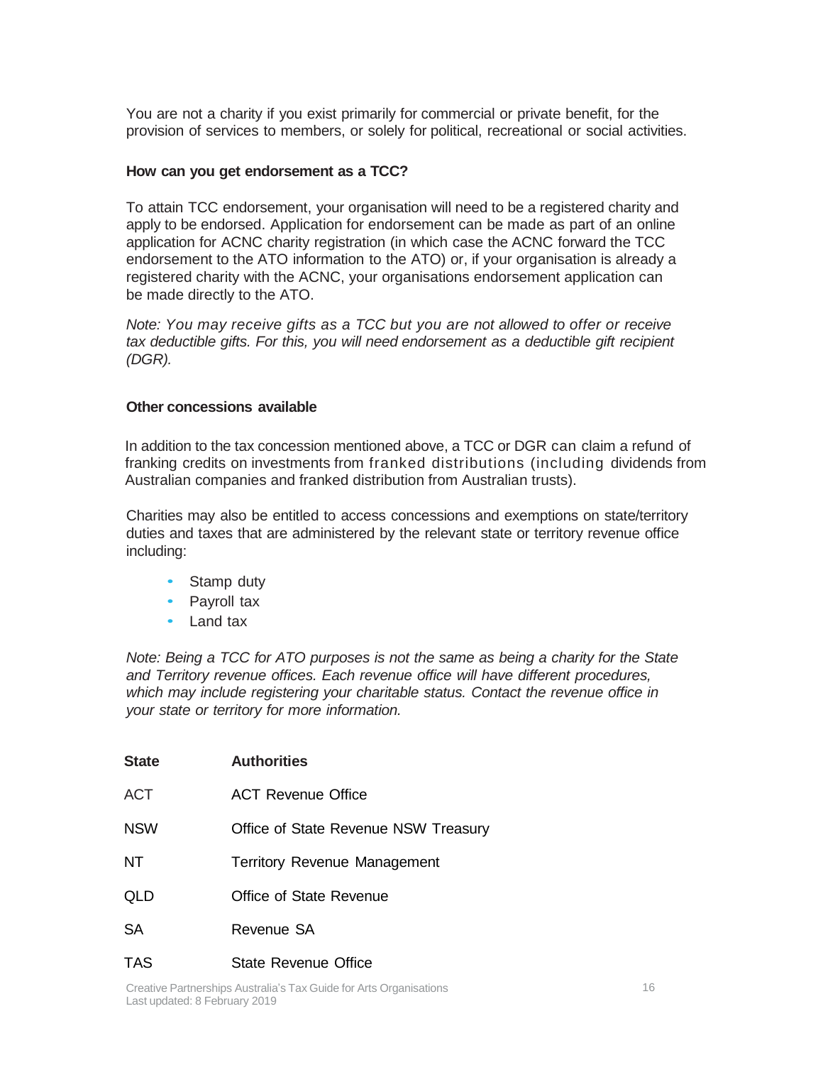You are not a charity if you exist primarily for commercial or private benefit, for the provision of services to members, or solely for political, recreational or social activities.

### How can you get endorsement as a TCC?

To attain TCC endorsement, your organisation will need to be a registered charity and apply to be endorsed. Application for endorsement can be made as part of an online application for ACNC charity registration (in which case the ACNC forward the TCC endorsement to the ATO information to the ATO) or, if your organisation is already a registered charity with the ACNC, your organisations endorsement application can be made directly to the ATO.

*Note: You may receive gifts as a TCC but you are not allowed to offer or receive tax deductible gifts. For this, you will need endorsement as a deductible gift recipient (DGR).*

### Other concessions available

In addition to the tax concession mentioned above, a TCC or DGR can claim a refund of franking credits on investments from franked distributions (including dividends from Australian companies and franked distribution from Australian trusts).

Charities may also be entitled to access concessions and exemptions on state/territory duties and taxes that are administered by the relevant state or territory revenue office including:

- Stamp duty
- Payroll tax
- Land tax

*Note: Being a TCC for ATO purposes is not the same as being a charity for the State and Territory revenue offices. Each revenue office will have different procedures, which may include registering your charitable status. Contact the revenue office in your state or territory for more information.*

| State | Authorities |
| --- | --- |
| ACT | ACT Revenue Office |
| NSW | Office of State Revenue NSW Treasury |
| NT | Territory Revenue Management |
| QLD | Office of State Revenue |
| SA | Revenue SA |
| TAS | State Revenue Office |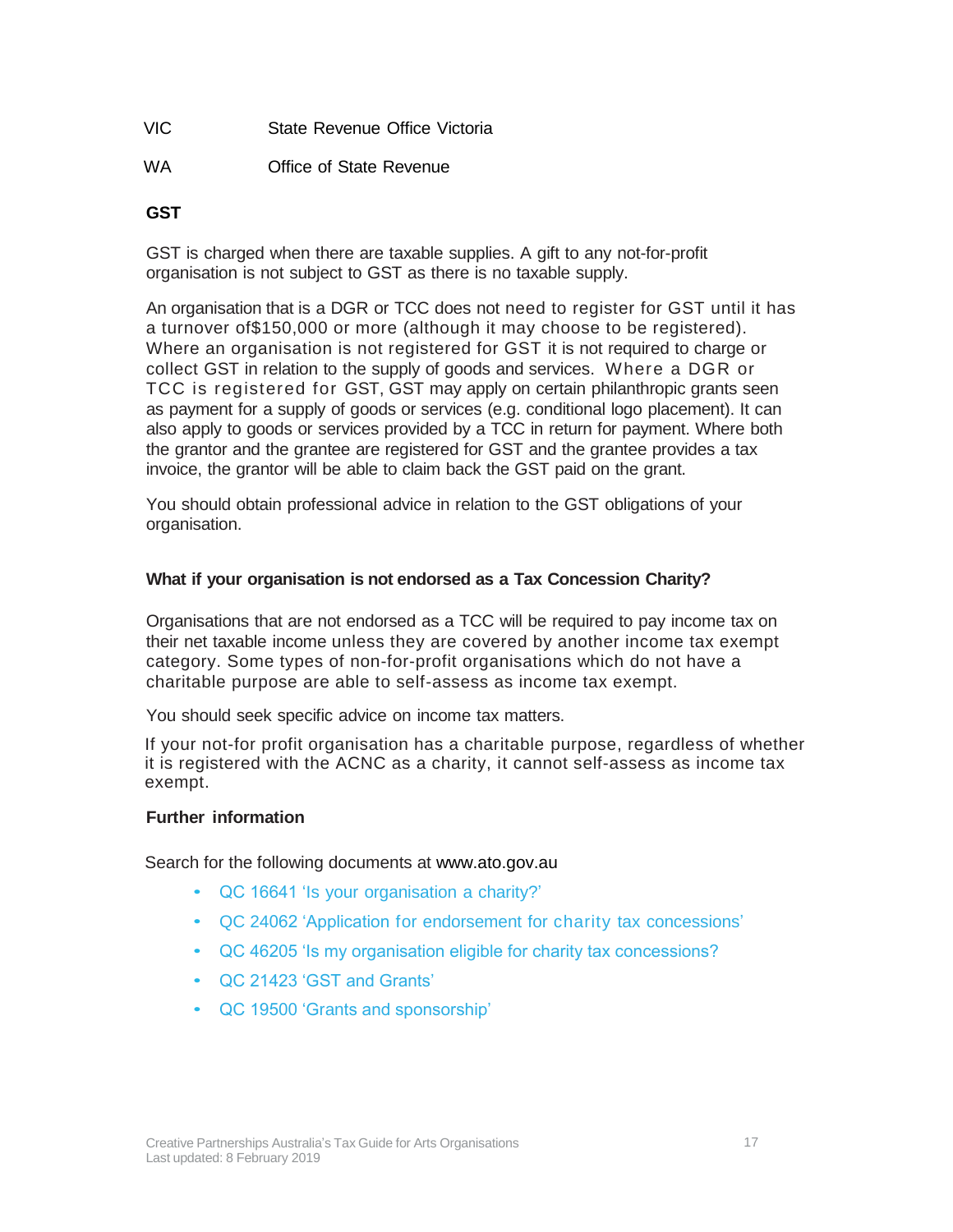| | |
|---|---|
| VIC | State Revenue Office Victoria |
| WA | Office of State Revenue |

**GST**

GST is charged when there are taxable supplies. A gift to any not-for-profit organisation is not subject to GST as there is no taxable supply.

An organisation that is a DGR or TCC does not need to register for GST until it has a turnover of$150,000 or more (although it may choose to be registered). Where an organisation is not registered for GST it is not required to charge or collect GST in relation to the supply of goods and services. Where a DGR or TCC is registered for GST, GST may apply on certain philanthropic grants seen as payment for a supply of goods or services (e.g. conditional logo placement). It can also apply to goods or services provided by a TCC in return for payment. Where both the grantor and the grantee are registered for GST and the grantee provides a tax invoice, the grantor will be able to claim back the GST paid on the grant.

You should obtain professional advice in relation to the GST obligations of your organisation.

**What if your organisation is not endorsed as a Tax Concession Charity?**

Organisations that are not endorsed as a TCC will be required to pay income tax on their net taxable income unless they are covered by another income tax exempt category. Some types of non-for-profit organisations which do not have a charitable purpose are able to self-assess as income tax exempt.

You should seek specific advice on income tax matters.

If your not-for profit organisation has a charitable purpose, regardless of whether it is registered with the ACNC as a charity, it cannot self-assess as income tax exempt.

**Further information**

Search for the following documents at www.ato.gov.au

- QC 16641 'Is your organisation a charity?'
- QC 24062 'Application for endorsement for charity tax concessions'
- QC 46205 'Is my organisation eligible for charity tax concessions?
- QC 21423 'GST and Grants'
- QC 19500 'Grants and sponsorship'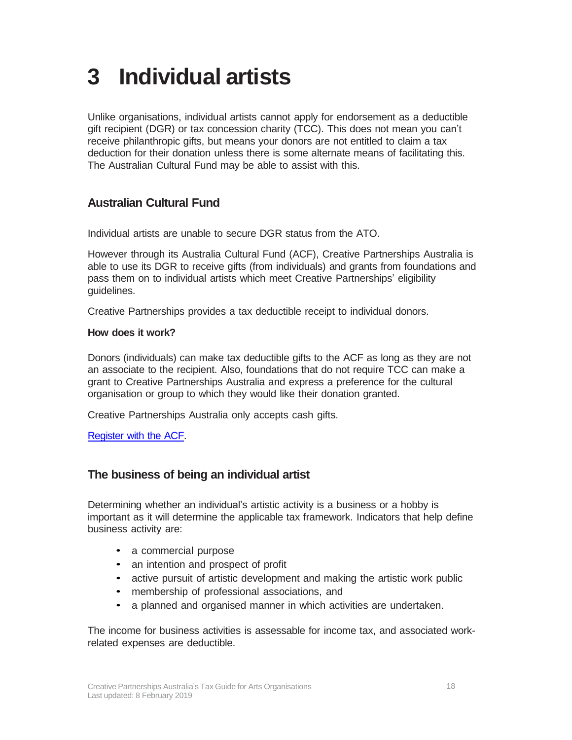# 3 Individual artists

Unlike organisations, individual artists cannot apply for endorsement as a deductible gift recipient (DGR) or tax concession charity (TCC). This does not mean you can't receive philanthropic gifts, but means your donors are not entitled to claim a tax deduction for their donation unless there is some alternate means of facilitating this. The Australian Cultural Fund may be able to assist with this.

## Australian Cultural Fund

Individual artists are unable to secure DGR status from the ATO.

However through its Australia Cultural Fund (ACF), Creative Partnerships Australia is able to use its DGR to receive gifts (from individuals) and grants from foundations and pass them on to individual artists which meet Creative Partnerships' eligibility guidelines.

Creative Partnerships provides a tax deductible receipt to individual donors.

### How does it work?

Donors (individuals) can make tax deductible gifts to the ACF as long as they are not an associate to the recipient. Also, foundations that do not require TCC can make a grant to Creative Partnerships Australia and express a preference for the cultural organisation or group to which they would like their donation granted.

Creative Partnerships Australia only accepts cash gifts.

Register with the ACF.

## The business of being an individual artist

Determining whether an individual's artistic activity is a business or a hobby is important as it will determine the applicable tax framework. Indicators that help define business activity are:

- a commercial purpose
- an intention and prospect of profit
- active pursuit of artistic development and making the artistic work public
- membership of professional associations, and
- a planned and organised manner in which activities are undertaken.

The income for business activities is assessable for income tax, and associated work-related expenses are deductible.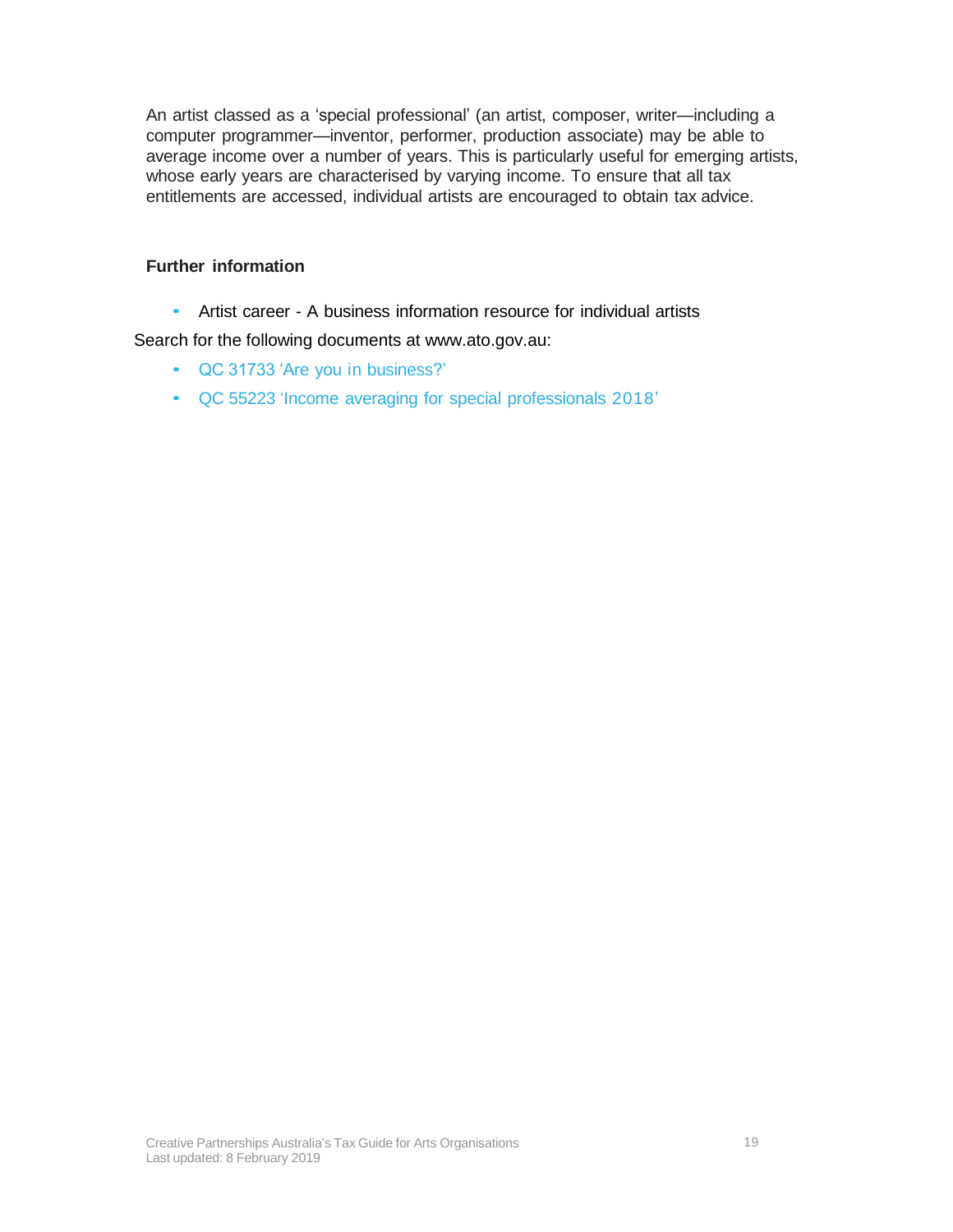An artist classed as a 'special professional' (an artist, composer, writer—including a computer programmer—inventor, performer, production associate) may be able to average income over a number of years. This is particularly useful for emerging artists, whose early years are characterised by varying income. To ensure that all tax entitlements are accessed, individual artists are encouraged to obtain tax advice.

### Further information

- Artist career - A business information resource for individual artists

Search for the following documents at www.ato.gov.au:

- QC 31733 'Are you in business?'
- QC 55223 'Income averaging for special professionals 2018'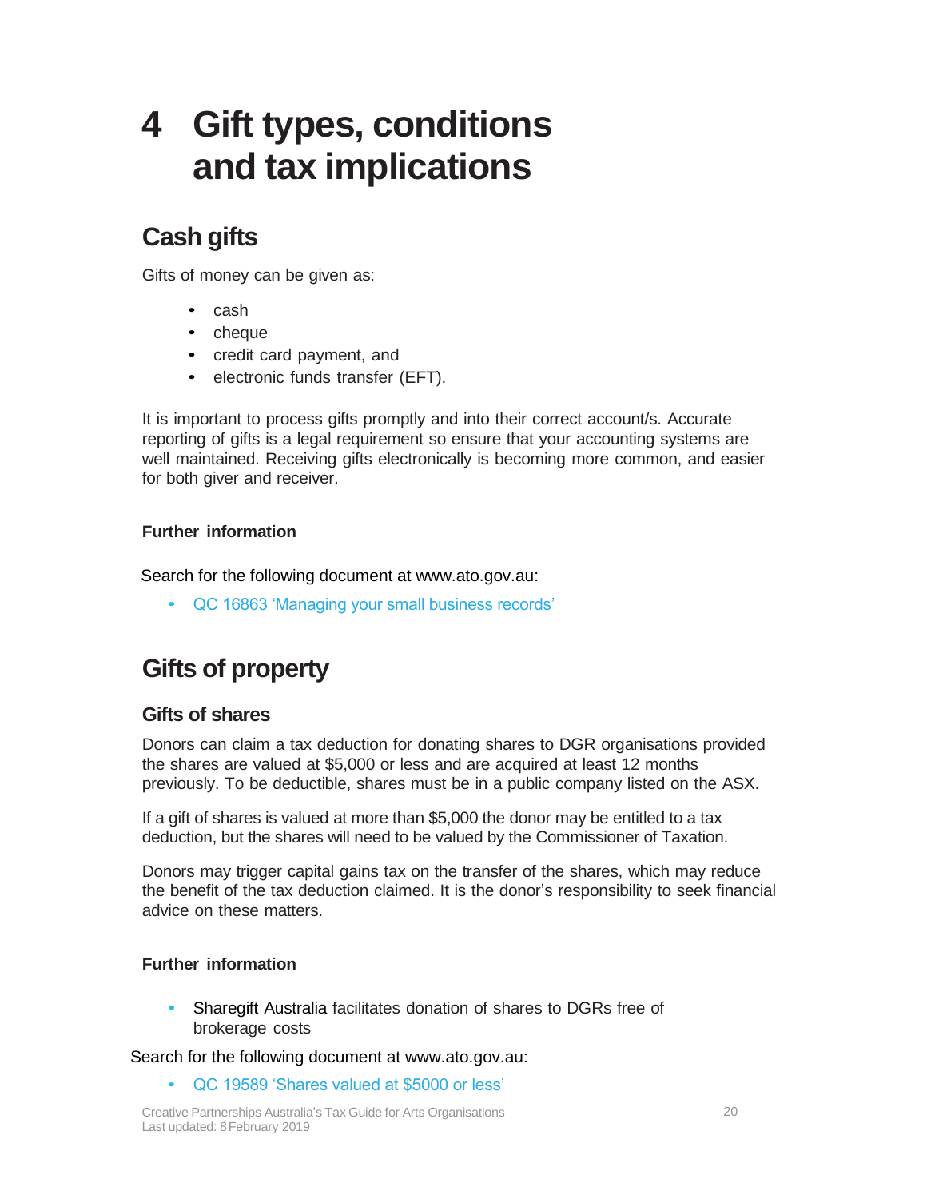# 4 Gift types, conditions and tax implications

## Cash gifts

Gifts of money can be given as:

- cash
- cheque
- credit card payment, and
- electronic funds transfer (EFT).

It is important to process gifts promptly and into their correct account/s. Accurate reporting of gifts is a legal requirement so ensure that your accounting systems are well maintained. Receiving gifts electronically is becoming more common, and easier for both giver and receiver.

**Further information**

Search for the following document at www.ato.gov.au:

- QC 16863 'Managing your small business records'

## Gifts of property

### Gifts of shares

Donors can claim a tax deduction for donating shares to DGR organisations provided the shares are valued at $5,000 or less and are acquired at least 12 months previously. To be deductible, shares must be in a public company listed on the ASX.

If a gift of shares is valued at more than $5,000 the donor may be entitled to a tax deduction, but the shares will need to be valued by the Commissioner of Taxation.

Donors may trigger capital gains tax on the transfer of the shares, which may reduce the benefit of the tax deduction claimed. It is the donor's responsibility to seek financial advice on these matters.

**Further information**

- Sharegift Australia facilitates donation of shares to DGRs free of brokerage costs

Search for the following document at www.ato.gov.au:

- QC 19589 'Shares valued at $5000 or less'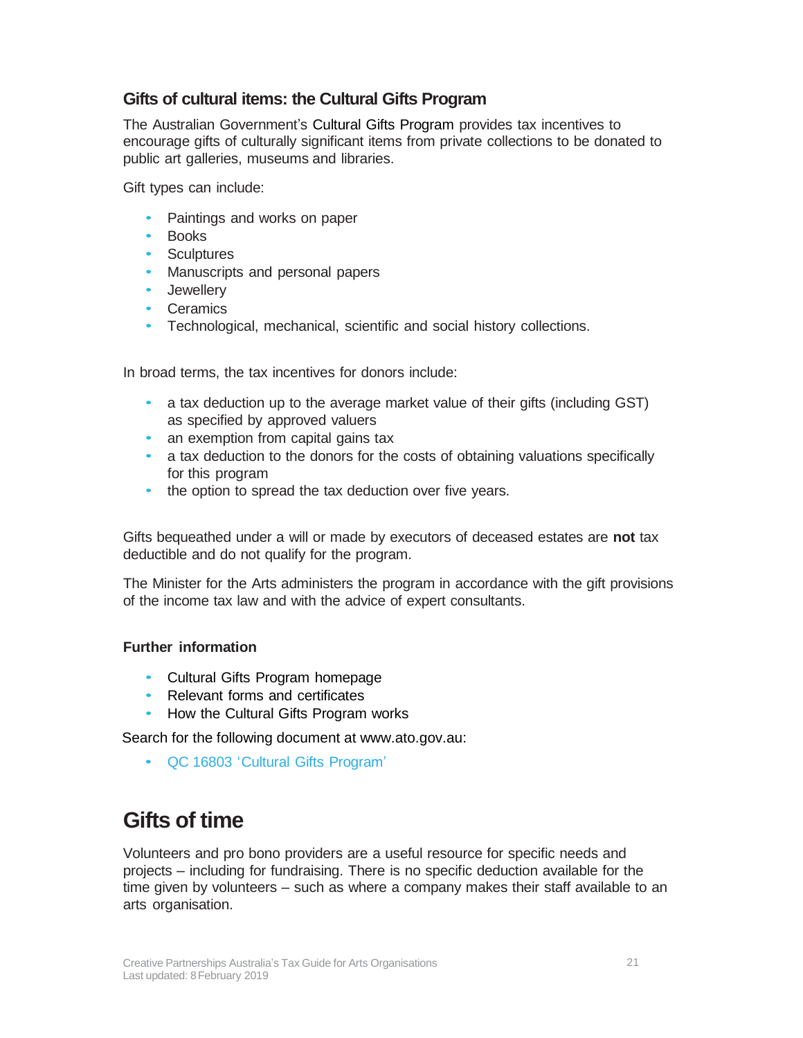### Gifts of cultural items: the Cultural Gifts Program

The Australian Government's Cultural Gifts Program provides tax incentives to encourage gifts of culturally significant items from private collections to be donated to public art galleries, museums and libraries.

Gift types can include:

- Paintings and works on paper
- Books
- Sculptures
- Manuscripts and personal papers
- Jewellery
- Ceramics
- Technological, mechanical, scientific and social history collections.

In broad terms, the tax incentives for donors include:

- a tax deduction up to the average market value of their gifts (including GST) as specified by approved valuers
- an exemption from capital gains tax
- a tax deduction to the donors for the costs of obtaining valuations specifically for this program
- the option to spread the tax deduction over five years.

Gifts bequeathed under a will or made by executors of deceased estates are **not** tax deductible and do not qualify for the program.

The Minister for the Arts administers the program in accordance with the gift provisions of the income tax law and with the advice of expert consultants.

#### Further information

- Cultural Gifts Program homepage
- Relevant forms and certificates
- How the Cultural Gifts Program works

Search for the following document at www.ato.gov.au:

- QC 16803 'Cultural Gifts Program'

## Gifts of time

Volunteers and pro bono providers are a useful resource for specific needs and projects – including for fundraising. There is no specific deduction available for the time given by volunteers – such as where a company makes their staff available to an arts organisation.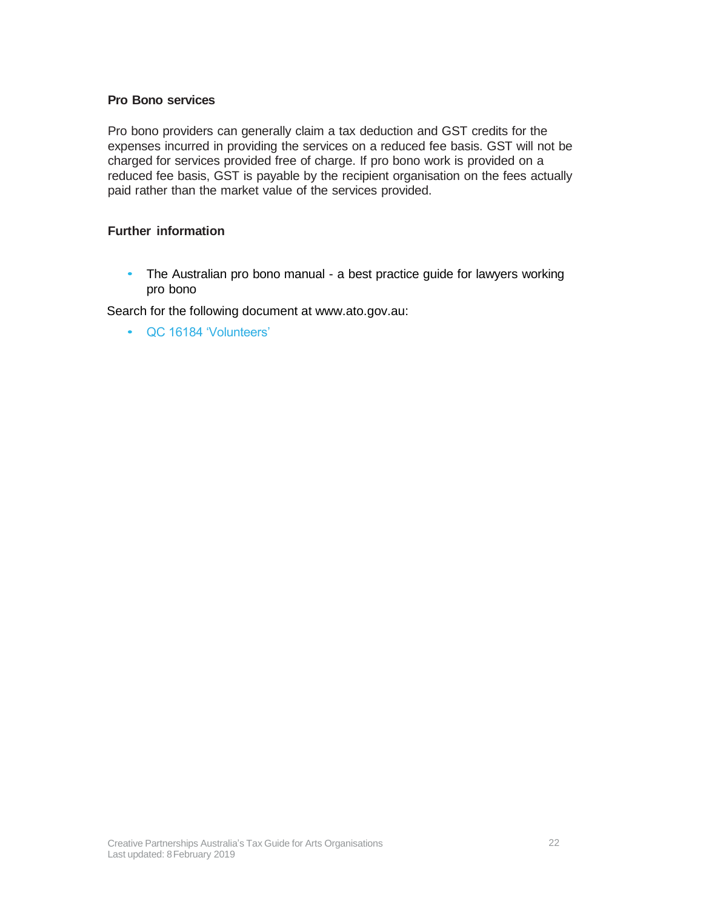### Pro Bono services

Pro bono providers can generally claim a tax deduction and GST credits for the expenses incurred in providing the services on a reduced fee basis. GST will not be charged for services provided free of charge. If pro bono work is provided on a reduced fee basis, GST is payable by the recipient organisation on the fees actually paid rather than the market value of the services provided.

### Further information

- The Australian pro bono manual - a best practice guide for lawyers working pro bono

Search for the following document at www.ato.gov.au:

- QC 16184 'Volunteers'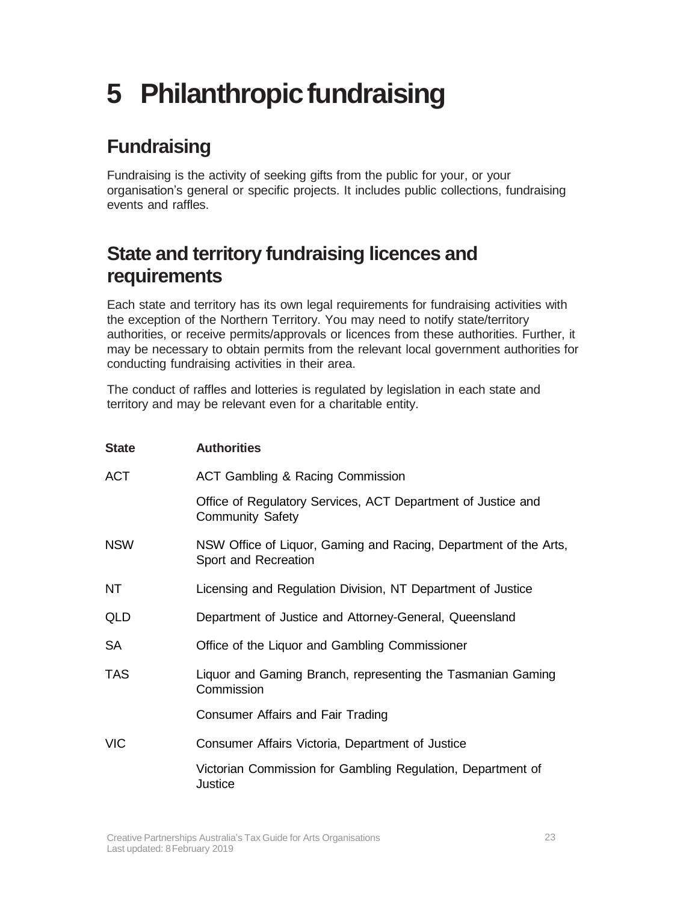# 5 Philanthropic fundraising

## Fundraising

Fundraising is the activity of seeking gifts from the public for your, or your organisation's general or specific projects. It includes public collections, fundraising events and raffles.

## State and territory fundraising licences and requirements

Each state and territory has its own legal requirements for fundraising activities with the exception of the Northern Territory. You may need to notify state/territory authorities, or receive permits/approvals or licences from these authorities. Further, it may be necessary to obtain permits from the relevant local government authorities for conducting fundraising activities in their area.

The conduct of raffles and lotteries is regulated by legislation in each state and territory and may be relevant even for a charitable entity.

| State | Authorities |
| --- | --- |
| ACT | ACT Gambling & Racing Commission |
| | Office of Regulatory Services, ACT Department of Justice and Community Safety |
| NSW | NSW Office of Liquor, Gaming and Racing, Department of the Arts, Sport and Recreation |
| NT | Licensing and Regulation Division, NT Department of Justice |
| QLD | Department of Justice and Attorney-General, Queensland |
| SA | Office of the Liquor and Gambling Commissioner |
| TAS | Liquor and Gaming Branch, representing the Tasmanian Gaming Commission |
| | Consumer Affairs and Fair Trading |
| VIC | Consumer Affairs Victoria, Department of Justice |
| | Victorian Commission for Gambling Regulation, Department of Justice |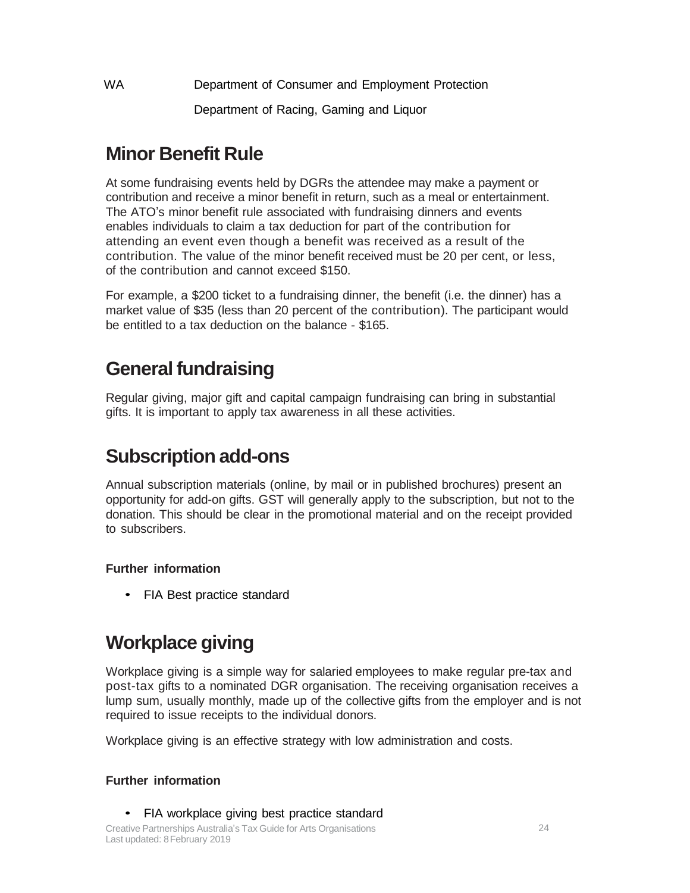| WA | Department of Consumer and Employment Protection |
| --- | --- |
| | Department of Racing, Gaming and Liquor |

## Minor Benefit Rule

At some fundraising events held by DGRs the attendee may make a payment or contribution and receive a minor benefit in return, such as a meal or entertainment. The ATO's minor benefit rule associated with fundraising dinners and events enables individuals to claim a tax deduction for part of the contribution for attending an event even though a benefit was received as a result of the contribution. The value of the minor benefit received must be 20 per cent, or less, of the contribution and cannot exceed $150.

For example, a $200 ticket to a fundraising dinner, the benefit (i.e. the dinner) has a market value of $35 (less than 20 percent of the contribution). The participant would be entitled to a tax deduction on the balance - $165.

## General fundraising

Regular giving, major gift and capital campaign fundraising can bring in substantial gifts. It is important to apply tax awareness in all these activities.

## Subscription add-ons

Annual subscription materials (online, by mail or in published brochures) present an opportunity for add-on gifts. GST will generally apply to the subscription, but not to the donation. This should be clear in the promotional material and on the receipt provided to subscribers.

#### Further information

- FIA Best practice standard

## Workplace giving

Workplace giving is a simple way for salaried employees to make regular pre-tax and post-tax gifts to a nominated DGR organisation. The receiving organisation receives a lump sum, usually monthly, made up of the collective gifts from the employer and is not required to issue receipts to the individual donors.

Workplace giving is an effective strategy with low administration and costs.

#### Further information

- FIA workplace giving best practice standard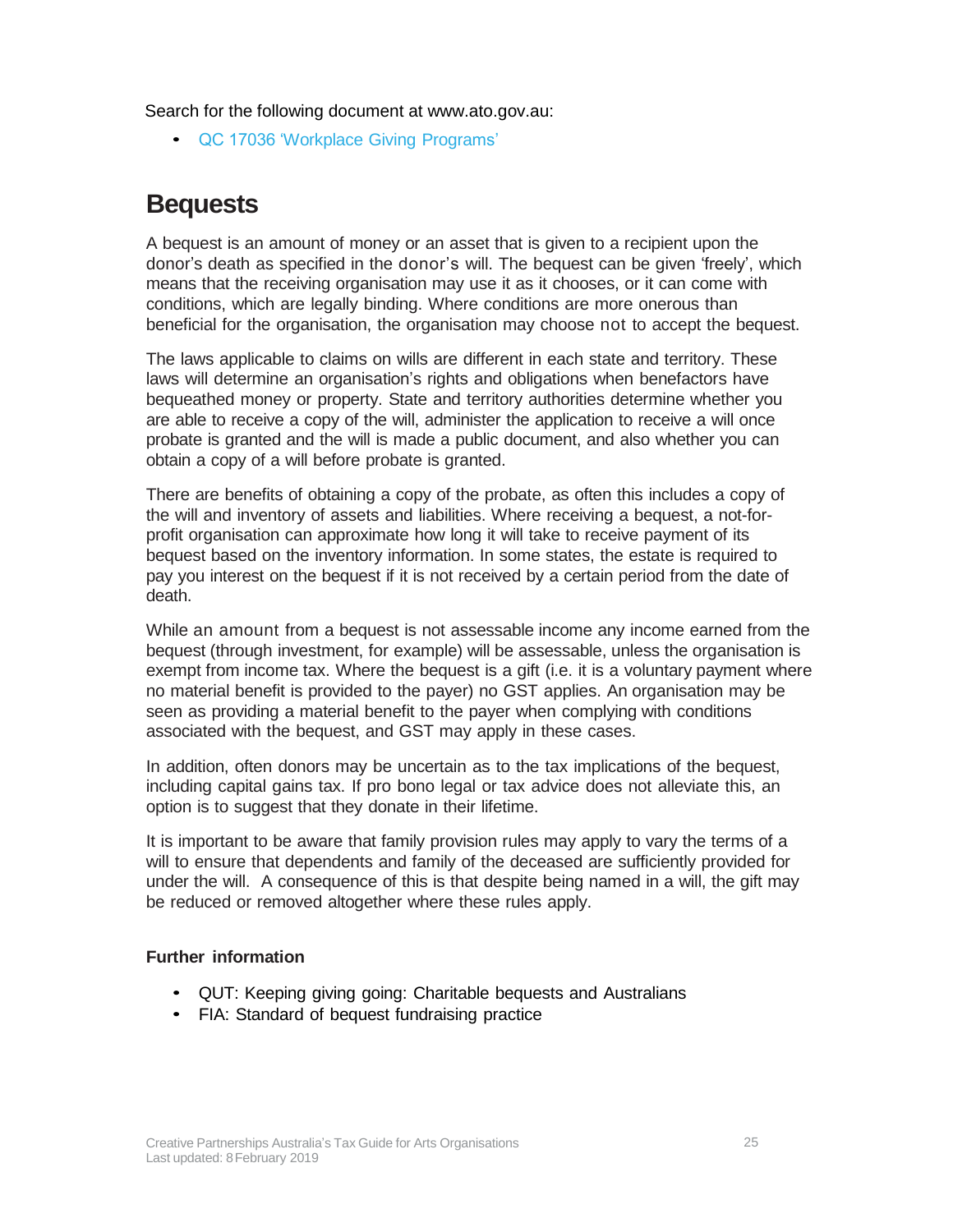Search for the following document at www.ato.gov.au:

- QC 17036 'Workplace Giving Programs'

## Bequests

A bequest is an amount of money or an asset that is given to a recipient upon the donor's death as specified in the donor's will. The bequest can be given 'freely', which means that the receiving organisation may use it as it chooses, or it can come with conditions, which are legally binding. Where conditions are more onerous than beneficial for the organisation, the organisation may choose not to accept the bequest.

The laws applicable to claims on wills are different in each state and territory. These laws will determine an organisation's rights and obligations when benefactors have bequeathed money or property. State and territory authorities determine whether you are able to receive a copy of the will, administer the application to receive a will once probate is granted and the will is made a public document, and also whether you can obtain a copy of a will before probate is granted.

There are benefits of obtaining a copy of the probate, as often this includes a copy of the will and inventory of assets and liabilities. Where receiving a bequest, a not-for-profit organisation can approximate how long it will take to receive payment of its bequest based on the inventory information. In some states, the estate is required to pay you interest on the bequest if it is not received by a certain period from the date of death.

While an amount from a bequest is not assessable income any income earned from the bequest (through investment, for example) will be assessable, unless the organisation is exempt from income tax. Where the bequest is a gift (i.e. it is a voluntary payment where no material benefit is provided to the payer) no GST applies. An organisation may be seen as providing a material benefit to the payer when complying with conditions associated with the bequest, and GST may apply in these cases.

In addition, often donors may be uncertain as to the tax implications of the bequest, including capital gains tax. If pro bono legal or tax advice does not alleviate this, an option is to suggest that they donate in their lifetime.

It is important to be aware that family provision rules may apply to vary the terms of a will to ensure that dependents and family of the deceased are sufficiently provided for under the will. A consequence of this is that despite being named in a will, the gift may be reduced or removed altogether where these rules apply.

**Further information**

- QUT: Keeping giving going: Charitable bequests and Australians
- FIA: Standard of bequest fundraising practice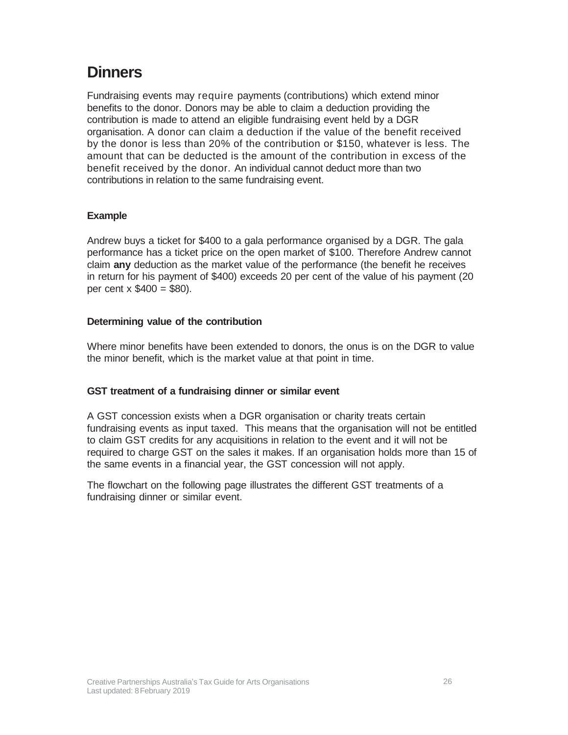# Dinners

Fundraising events may require payments (contributions) which extend minor benefits to the donor. Donors may be able to claim a deduction providing the contribution is made to attend an eligible fundraising event held by a DGR organisation. A donor can claim a deduction if the value of the benefit received by the donor is less than 20% of the contribution or $150, whatever is less. The amount that can be deducted is the amount of the contribution in excess of the benefit received by the donor. An individual cannot deduct more than two contributions in relation to the same fundraising event.

### Example

Andrew buys a ticket for $400 to a gala performance organised by a DGR. The gala performance has a ticket price on the open market of $100. Therefore Andrew cannot claim **any** deduction as the market value of the performance (the benefit he receives in return for his payment of $400) exceeds 20 per cent of the value of his payment (20 per cent x $400 = $80).

### Determining value of the contribution

Where minor benefits have been extended to donors, the onus is on the DGR to value the minor benefit, which is the market value at that point in time.

### GST treatment of a fundraising dinner or similar event

A GST concession exists when a DGR organisation or charity treats certain fundraising events as input taxed. This means that the organisation will not be entitled to claim GST credits for any acquisitions in relation to the event and it will not be required to charge GST on the sales it makes. If an organisation holds more than 15 of the same events in a financial year, the GST concession will not apply.

The flowchart on the following page illustrates the different GST treatments of a fundraising dinner or similar event.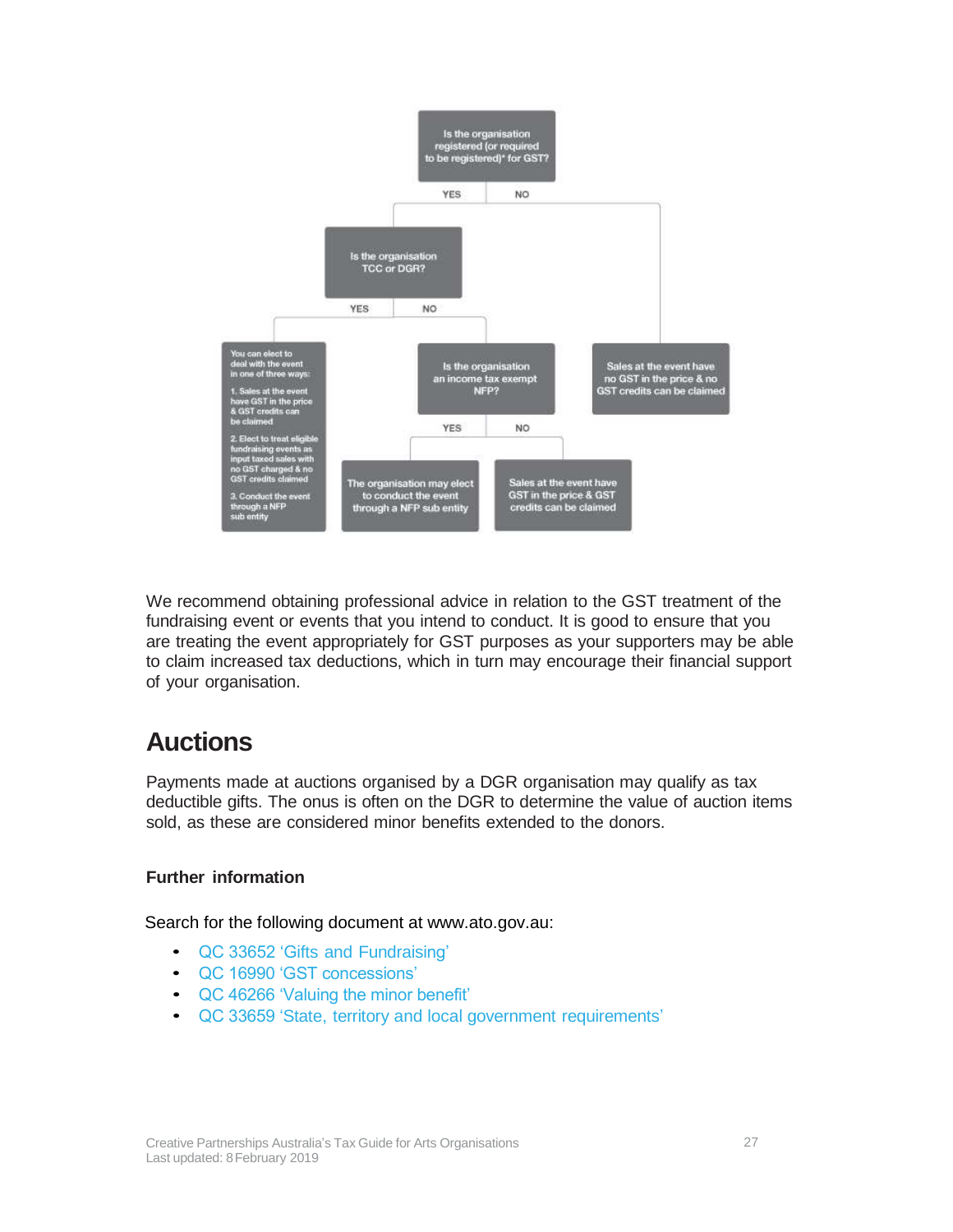Is the organisation registered (or required to be registered)* for GST?

- YES → Is the organisation TCC or DGR?
  - YES → You can elect to deal with the event in one of three ways:
    1. Sales at the event have GST in the price & GST credits can be claimed
    2. Elect to treat eligible fundraising events as input taxed sales with no GST charged & no GST credits claimed
    3. Conduct the event through a NFP sub entity
  - NO → Is the organisation an income tax exempt NFP?
    - YES → The organisation may elect to conduct the event through a NFP sub entity
    - NO → Sales at the event have GST in the price & GST credits can be claimed
- NO → Sales at the event have no GST in the price & no GST credits can be claimed

We recommend obtaining professional advice in relation to the GST treatment of the fundraising event or events that you intend to conduct. It is good to ensure that you are treating the event appropriately for GST purposes as your supporters may be able to claim increased tax deductions, which in turn may encourage their financial support of your organisation.

## Auctions

Payments made at auctions organised by a DGR organisation may qualify as tax deductible gifts. The onus is often on the DGR to determine the value of auction items sold, as these are considered minor benefits extended to the donors.

**Further information**

Search for the following document at www.ato.gov.au:

- QC 33652 'Gifts and Fundraising'
- QC 16990 'GST concessions'
- QC 46266 'Valuing the minor benefit'
- QC 33659 'State, territory and local government requirements'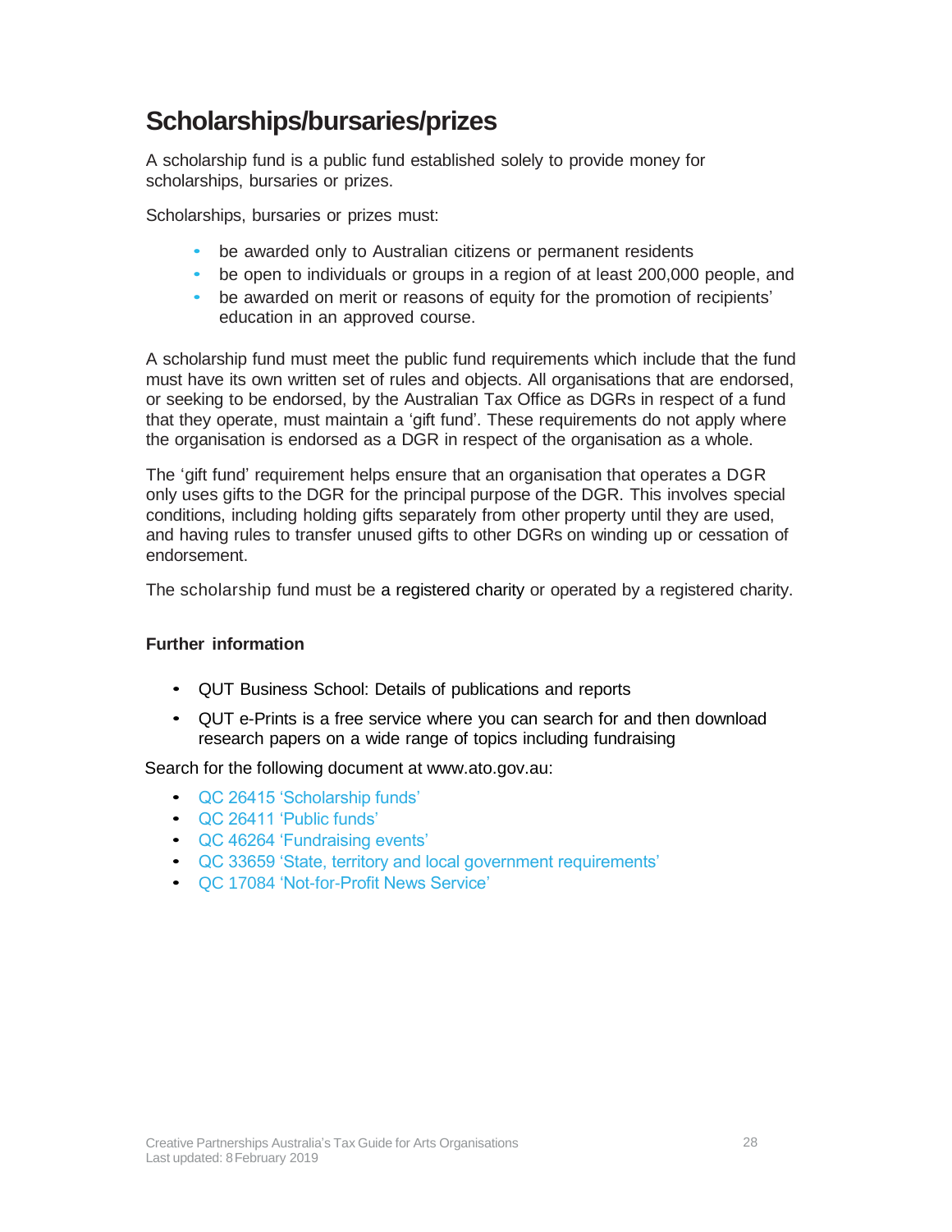## Scholarships/bursaries/prizes

A scholarship fund is a public fund established solely to provide money for scholarships, bursaries or prizes.

Scholarships, bursaries or prizes must:

- be awarded only to Australian citizens or permanent residents
- be open to individuals or groups in a region of at least 200,000 people, and
- be awarded on merit or reasons of equity for the promotion of recipients' education in an approved course.

A scholarship fund must meet the public fund requirements which include that the fund must have its own written set of rules and objects. All organisations that are endorsed, or seeking to be endorsed, by the Australian Tax Office as DGRs in respect of a fund that they operate, must maintain a 'gift fund'. These requirements do not apply where the organisation is endorsed as a DGR in respect of the organisation as a whole.

The 'gift fund' requirement helps ensure that an organisation that operates a DGR only uses gifts to the DGR for the principal purpose of the DGR. This involves special conditions, including holding gifts separately from other property until they are used, and having rules to transfer unused gifts to other DGRs on winding up or cessation of endorsement.

The scholarship fund must be a registered charity or operated by a registered charity.

### Further information

- QUT Business School: Details of publications and reports
- QUT e-Prints is a free service where you can search for and then download research papers on a wide range of topics including fundraising

Search for the following document at www.ato.gov.au:

- QC 26415 'Scholarship funds'
- QC 26411 'Public funds'
- QC 46264 'Fundraising events'
- QC 33659 'State, territory and local government requirements'
- QC 17084 'Not-for-Profit News Service'